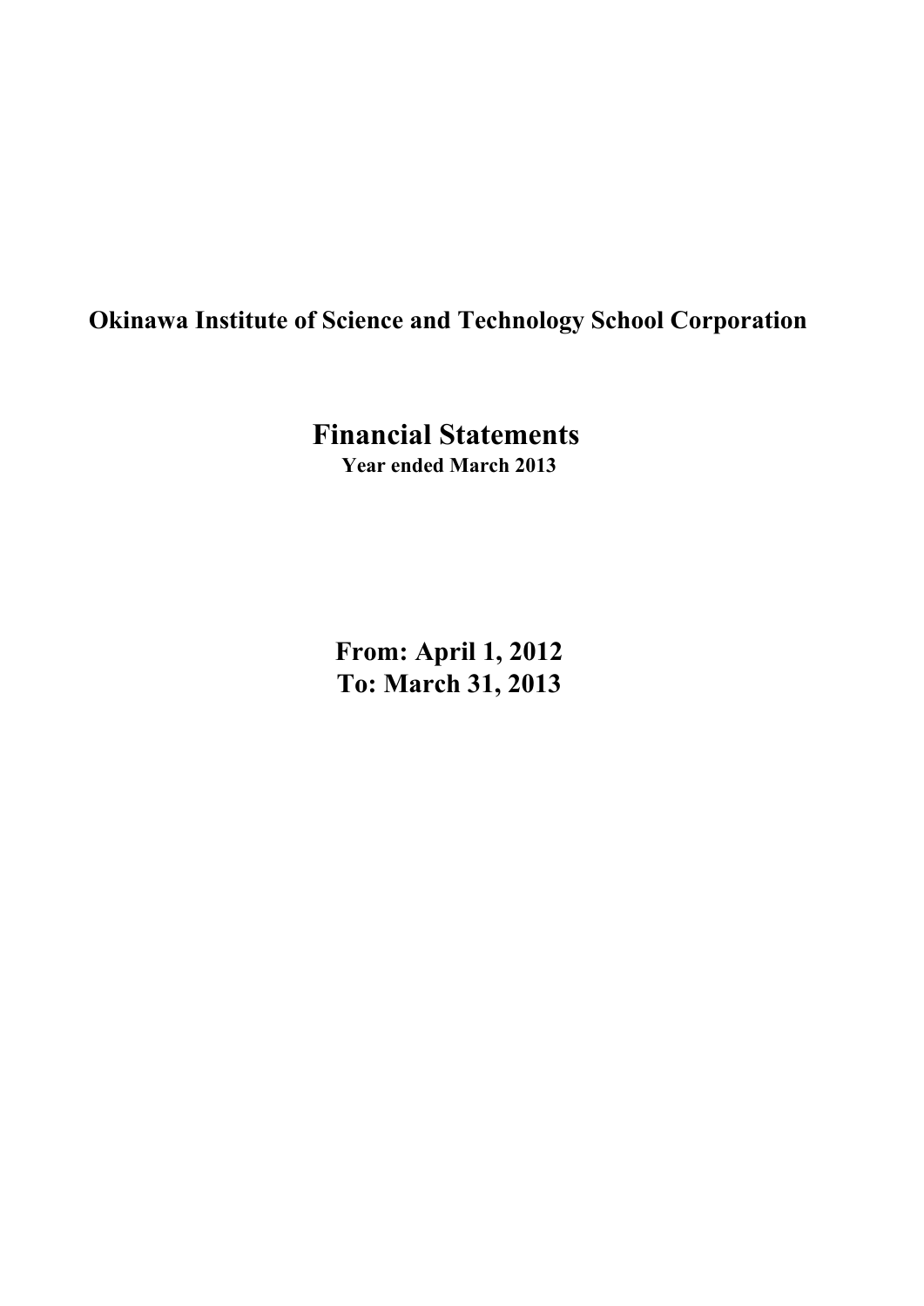**Okinawa Institute of Science and Technology School Corporation**

# Financial Statements

**Year ended March 2013**

**From: April 1, 2012**
**To: March 31, 2013**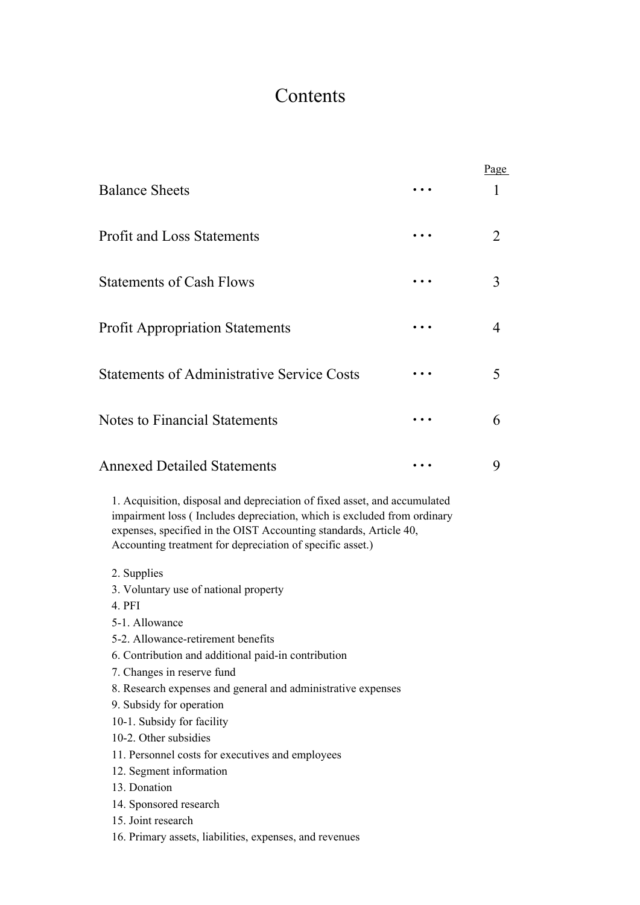# Contents

| | | Page |
|---|---|---|
| Balance Sheets | ・・・ | 1 |
| Profit and Loss Statements | ・・・ | 2 |
| Statements of Cash Flows | ・・・ | 3 |
| Profit Appropriation Statements | ・・・ | 4 |
| Statements of Administrative Service Costs | ・・・ | 5 |
| Notes to Financial Statements | ・・・ | 6 |
| Annexed Detailed Statements | ・・・ | 9 |

1. Acquisition, disposal and depreciation of fixed asset, and accumulated impairment loss ( Includes depreciation, which is excluded from ordinary expenses, specified in the OIST Accounting standards, Article 40, Accounting treatment for depreciation of specific asset.)

2. Supplies
3. Voluntary use of national property
4. PFI
5-1. Allowance
5-2. Allowance-retirement benefits
6. Contribution and additional paid-in contribution
7. Changes in reserve fund
8. Research expenses and general and administrative expenses
9. Subsidy for operation
10-1. Subsidy for facility
10-2. Other subsidies
11. Personnel costs for executives and employees
12. Segment information
13. Donation
14. Sponsored research
15. Joint research
16. Primary assets, liabilities, expenses, and revenues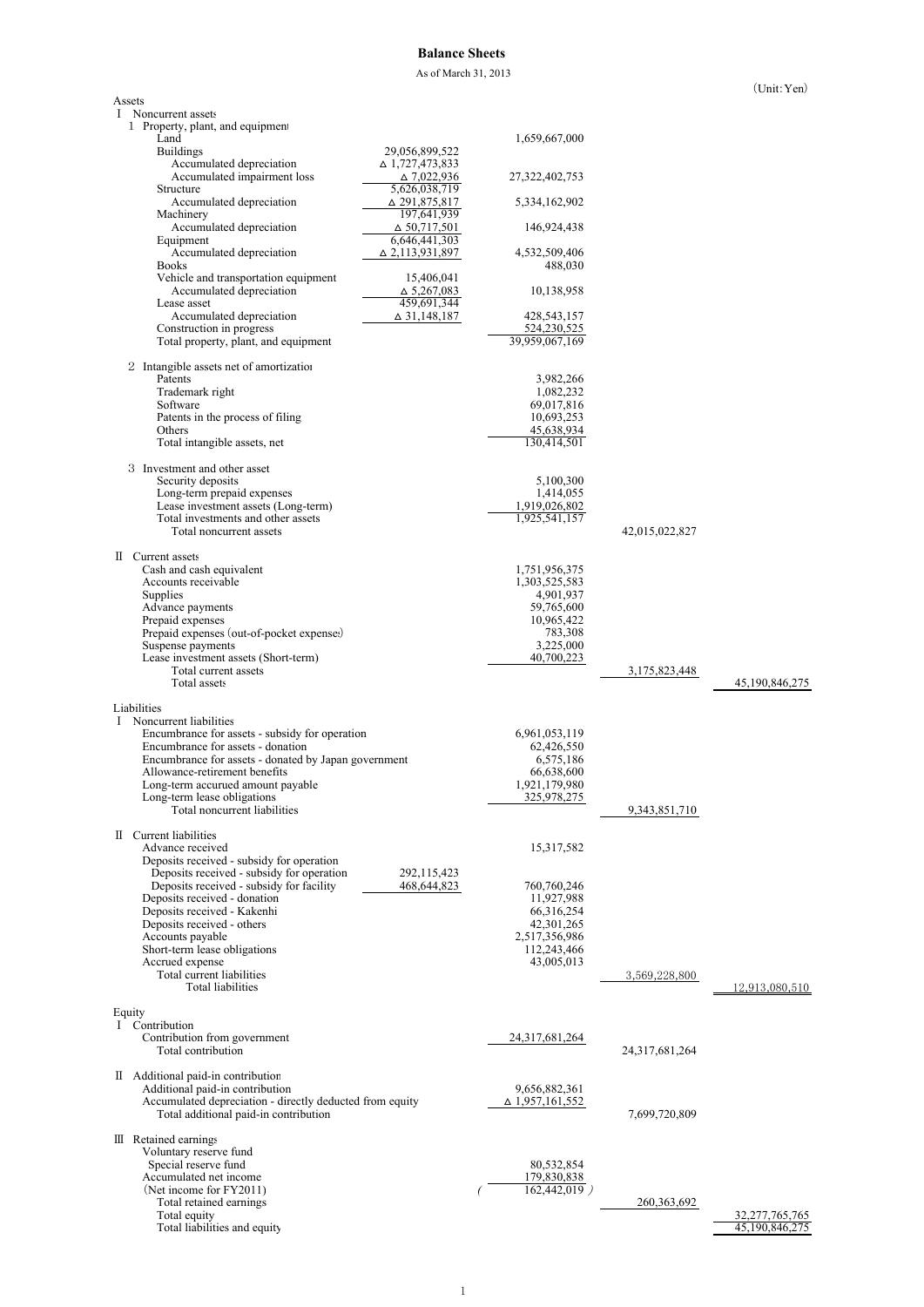# Balance Sheets

As of March 31, 2013

(Unit: Yen)

| | | | | |
|---|---|---|---|---|
| **Assets** | | | | |
| Ⅰ Noncurrent assets | | | | |
| 1 Property, plant, and equipment | | | | |
| Land | | 1,659,667,000 | | |
| Buildings | 29,056,899,522 | | | |
| Accumulated depreciation | △ 1,727,473,833 | | | |
| Accumulated impairment loss | △ 7,022,936 | 27,322,402,753 | | |
| Structure | 5,626,038,719 | | | |
| Accumulated depreciation | △ 291,875,817 | 5,334,162,902 | | |
| Machinery | 197,641,939 | | | |
| Accumulated depreciation | △ 50,717,501 | 146,924,438 | | |
| Equipment | 6,646,441,303 | | | |
| Accumulated depreciation | △ 2,113,931,897 | 4,532,509,406 | | |
| Books | | 488,030 | | |
| Vehicle and transportation equipment | 15,406,041 | | | |
| Accumulated depreciation | △ 5,267,083 | 10,138,958 | | |
| Lease asset | 459,691,344 | | | |
| Accumulated depreciation | △ 31,148,187 | 428,543,157 | | |
| Construction in progress | | 524,230,525 | | |
| Total property, plant, and equipment | | 39,959,067,169 | | |
| 2 Intangible assets net of amortization | | | | |
| Patents | | 3,982,266 | | |
| Trademark right | | 1,082,232 | | |
| Software | | 69,017,816 | | |
| Patents in the process of filing | | 10,693,253 | | |
| Others | | 45,638,934 | | |
| Total intangible assets, net | | 130,414,501 | | |
| 3 Investment and other asset | | | | |
| Security deposits | | 5,100,300 | | |
| Long-term prepaid expenses | | 1,414,055 | | |
| Lease investment assets (Long-term) | | 1,919,026,802 | | |
| Total investments and other assets | | 1,925,541,157 | | |
| Total noncurrent assets | | | 42,015,022,827 | |
| Ⅱ Current assets | | | | |
| Cash and cash equivalent | | 1,751,956,375 | | |
| Accounts receivable | | 1,303,525,583 | | |
| Supplies | | 4,901,937 | | |
| Advance payments | | 59,765,600 | | |
| Prepaid expenses | | 10,965,422 | | |
| Prepaid expenses (out-of-pocket expenses) | | 783,308 | | |
| Suspense payments | | 3,225,000 | | |
| Lease investment assets (Short-term) | | 40,700,223 | | |
| Total current assets | | | 3,175,823,448 | |
| Total assets | | | | 45,190,846,275 |
| **Liabilities** | | | | |
| Ⅰ Noncurrent liabilities | | | | |
| Encumbrance for assets - subsidy for operation | | 6,961,053,119 | | |
| Encumbrance for assets - donation | | 62,426,550 | | |
| Encumbrance for assets - donated by Japan government | | 6,575,186 | | |
| Allowance-retirement benefits | | 66,638,600 | | |
| Long-term accurued amount payable | | 1,921,179,980 | | |
| Long-term lease obligations | | 325,978,275 | | |
| Total noncurrent liabilities | | | 9,343,851,710 | |
| Ⅱ Current liabilities | | | | |
| Advance received | | 15,317,582 | | |
| Deposits received - subsidy for operation | | | | |
| Deposits received - subsidy for operation | 292,115,423 | | | |
| Deposits received - subsidy for facility | 468,644,823 | 760,760,246 | | |
| Deposits received - donation | | 11,927,988 | | |
| Deposits received - Kakenhi | | 66,316,254 | | |
| Deposits received - others | | 42,301,265 | | |
| Accounts payable | | 2,517,356,986 | | |
| Short-term lease obligations | | 112,243,466 | | |
| Accrued expense | | 43,005,013 | | |
| Total current liabilities | | | 3,569,228,800 | |
| Total liabilities | | | | 12,913,080,510 |
| **Equity** | | | | |
| Ⅰ Contribution | | | | |
| Contribution from government | | 24,317,681,264 | | |
| Total contribution | | | 24,317,681,264 | |
| Ⅱ Additional paid-in contribution | | | | |
| Additional paid-in contribution | | 9,656,882,361 | | |
| Accumulated depreciation - directly deducted from equity | | △ 1,957,161,552 | | |
| Total additional paid-in contribution | | | 7,699,720,809 | |
| Ⅲ Retained earnings | | | | |
| Voluntary reserve fund | | | | |
| Special reserve fund | | 80,532,854 | | |
| Accumulated net income | | 179,830,838 | | |
| (Net income for FY2011) | | ( 162,442,019 ) | | |
| Total retained earnings | | | 260,363,692 | |
| Total equity | | | | 32,277,765,765 |
| Total liabilities and equity | | | | 45,190,846,275 |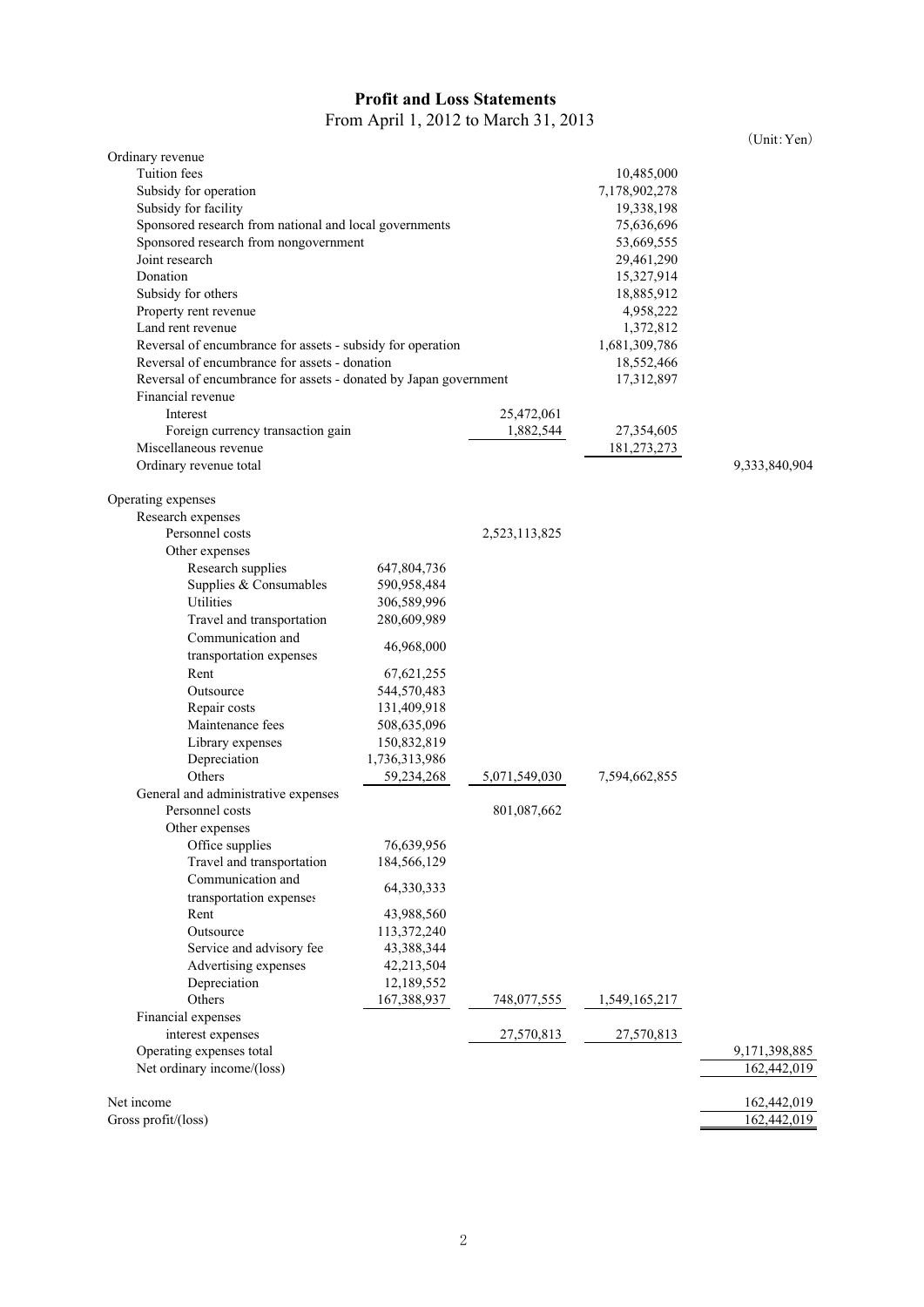## Profit and Loss Statements

From April 1, 2012 to March 31, 2013

(Unit: Yen)

| Item | | | | |
|---|---|---|---|---|
| **Ordinary revenue** | | | | |
| Tuition fees | | | 10,485,000 | |
| Subsidy for operation | | | 7,178,902,278 | |
| Subsidy for facility | | | 19,338,198 | |
| Sponsored research from national and local governments | | | 75,636,696 | |
| Sponsored research from nongovernment | | | 53,669,555 | |
| Joint research | | | 29,461,290 | |
| Donation | | | 15,327,914 | |
| Subsidy for others | | | 18,885,912 | |
| Property rent revenue | | | 4,958,222 | |
| Land rent revenue | | | 1,372,812 | |
| Reversal of encumbrance for assets - subsidy for operation | | | 1,681,309,786 | |
| Reversal of encumbrance for assets - donation | | | 18,552,466 | |
| Reversal of encumbrance for assets - donated by Japan government | | | 17,312,897 | |
| Financial revenue | | | | |
| Interest | | 25,472,061 | | |
| Foreign currency transaction gain | | 1,882,544 | 27,354,605 | |
| Miscellaneous revenue | | | 181,273,273 | |
| Ordinary revenue total | | | | 9,333,840,904 |
| **Operating expenses** | | | | |
| Research expenses | | | | |
| Personnel costs | | 2,523,113,825 | | |
| Other expenses | | | | |
| Research supplies | 647,804,736 | | | |
| Supplies & Consumables | 590,958,484 | | | |
| Utilities | 306,589,996 | | | |
| Travel and transportation | 280,609,989 | | | |
| Communication and transportation expenses | 46,968,000 | | | |
| Rent | 67,621,255 | | | |
| Outsource | 544,570,483 | | | |
| Repair costs | 131,409,918 | | | |
| Maintenance fees | 508,635,096 | | | |
| Library expenses | 150,832,819 | | | |
| Depreciation | 1,736,313,986 | | | |
| Others | 59,234,268 | 5,071,549,030 | 7,594,662,855 | |
| General and administrative expenses | | | | |
| Personnel costs | | 801,087,662 | | |
| Other expenses | | | | |
| Office supplies | 76,639,956 | | | |
| Travel and transportation | 184,566,129 | | | |
| Communication and transportation expenses | 64,330,333 | | | |
| Rent | 43,988,560 | | | |
| Outsource | 113,372,240 | | | |
| Service and advisory fee | 43,388,344 | | | |
| Advertising expenses | 42,213,504 | | | |
| Depreciation | 12,189,552 | | | |
| Others | 167,388,937 | 748,077,555 | 1,549,165,217 | |
| Financial expenses | | | | |
| interest expenses | | 27,570,813 | 27,570,813 | |
| Operating expenses total | | | | 9,171,398,885 |
| Net ordinary income/(loss) | | | | 162,442,019 |
| Net income | | | | 162,442,019 |
| Gross profit/(loss) | | | | 162,442,019 |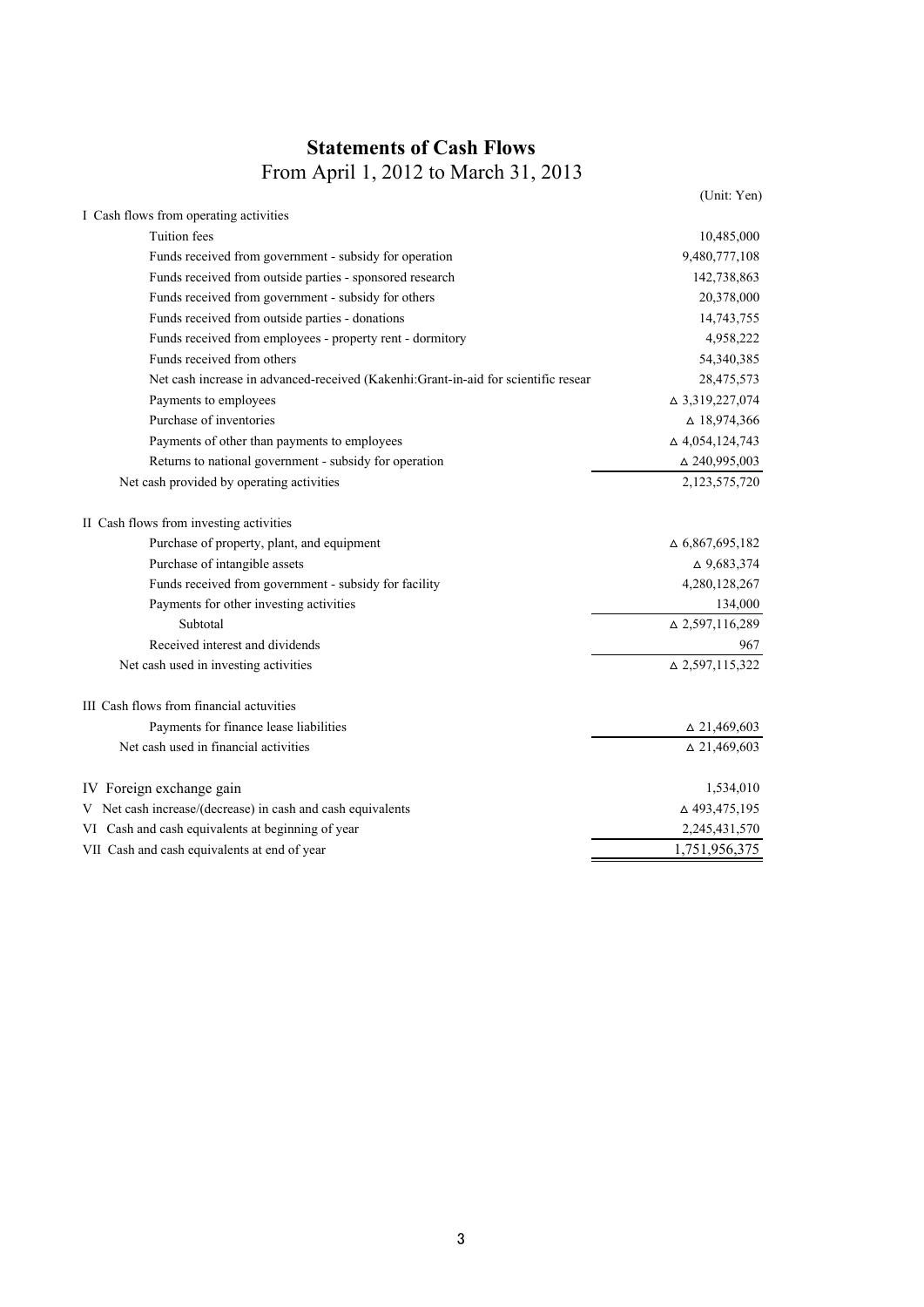# Statements of Cash Flows

From April 1, 2012 to March 31, 2013

(Unit: Yen)

| | |
|---|---|
| I Cash flows from operating activities | |
| Tuition fees | 10,485,000 |
| Funds received from government - subsidy for operation | 9,480,777,108 |
| Funds received from outside parties - sponsored research | 142,738,863 |
| Funds received from government - subsidy for others | 20,378,000 |
| Funds received from outside parties - donations | 14,743,755 |
| Funds received from employees - property rent - dormitory | 4,958,222 |
| Funds received from others | 54,340,385 |
| Net cash increase in advanced-received (Kakenhi:Grant-in-aid for scientific resear | 28,475,573 |
| Payments to employees | △ 3,319,227,074 |
| Purchase of inventories | △ 18,974,366 |
| Payments of other than payments to employees | △ 4,054,124,743 |
| Returns to national government - subsidy for operation | △ 240,995,003 |
| Net cash provided by operating activities | 2,123,575,720 |
| | |
| II Cash flows from investing activities | |
| Purchase of property, plant, and equipment | △ 6,867,695,182 |
| Purchase of intangible assets | △ 9,683,374 |
| Funds received from government - subsidy for facility | 4,280,128,267 |
| Payments for other investing activities | 134,000 |
| Subtotal | △ 2,597,116,289 |
| Received interest and dividends | 967 |
| Net cash used in investing activities | △ 2,597,115,322 |
| | |
| III Cash flows from financial actuvities | |
| Payments for finance lease liabilities | △ 21,469,603 |
| Net cash used in financial activities | △ 21,469,603 |
| | |
| IV Foreign exchange gain | 1,534,010 |
| V Net cash increase/(decrease) in cash and cash equivalents | △ 493,475,195 |
| VI Cash and cash equivalents at beginning of year | 2,245,431,570 |
| VII Cash and cash equivalents at end of year | 1,751,956,375 |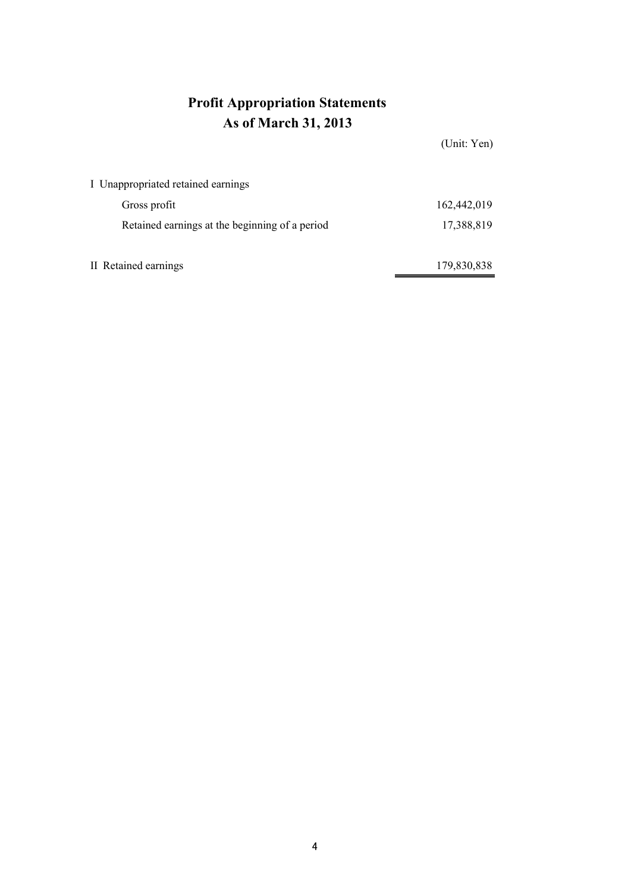# Profit Appropriation Statements
## As of March 31, 2013

(Unit: Yen)

| | |
|---|---:|
| I Unappropriated retained earnings | |
| Gross profit | 162,442,019 |
| Retained earnings at the beginning of a period | 17,388,819 |
| II Retained earnings | 179,830,838 |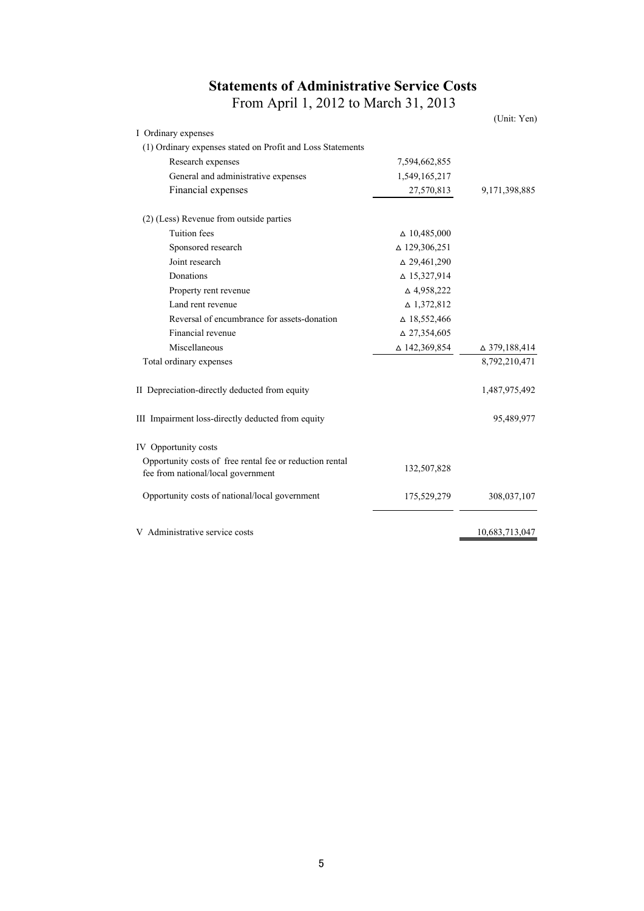# Statements of Administrative Service Costs

From April 1, 2012 to March 31, 2013

(Unit: Yen)

| | | |
|---|---|---|
| I Ordinary expenses | | |
| (1) Ordinary expenses stated on Profit and Loss Statements | | |
| Research expenses | 7,594,662,855 | |
| General and administrative expenses | 1,549,165,217 | |
| Financial expenses | 27,570,813 | 9,171,398,885 |
| (2) (Less) Revenue from outside parties | | |
| Tuition fees | △ 10,485,000 | |
| Sponsored research | △ 129,306,251 | |
| Joint research | △ 29,461,290 | |
| Donations | △ 15,327,914 | |
| Property rent revenue | △ 4,958,222 | |
| Land rent revenue | △ 1,372,812 | |
| Reversal of encumbrance for assets-donation | △ 18,552,466 | |
| Financial revenue | △ 27,354,605 | |
| Miscellaneous | △ 142,369,854 | △ 379,188,414 |
| Total ordinary expenses | | 8,792,210,471 |
| II Depreciation-directly deducted from equity | | 1,487,975,492 |
| III Impairment loss-directly deducted from equity | | 95,489,977 |
| IV Opportunity costs | | |
| Opportunity costs of free rental fee or reduction rental fee from national/local government | 132,507,828 | |
| Opportunity costs of national/local government | 175,529,279 | 308,037,107 |
| V Administrative service costs | | 10,683,713,047 |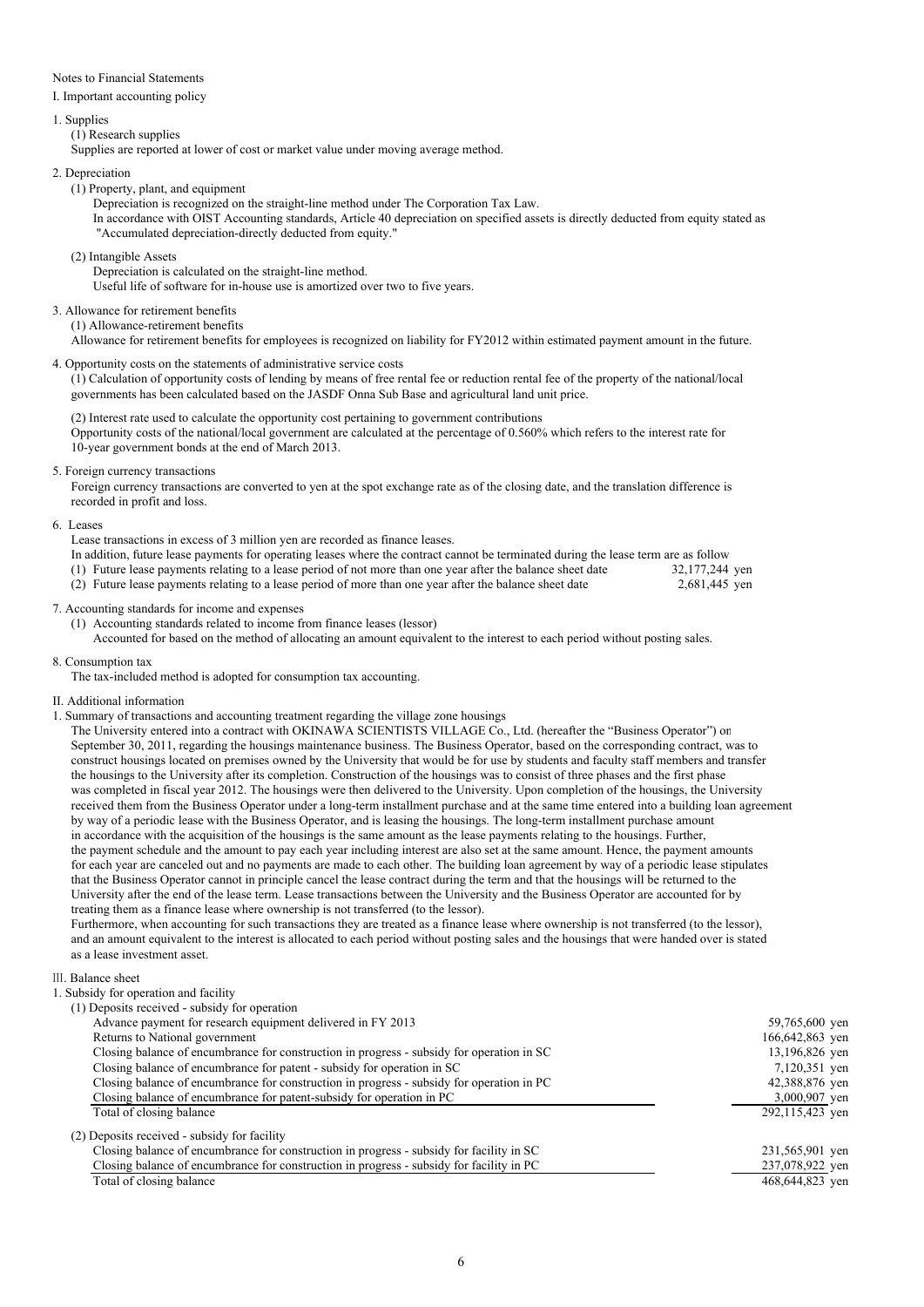Notes to Financial Statements

## I. Important accounting policy

### 1. Supplies

(1) Research supplies

Supplies are reported at lower of cost or market value under moving average method.

### 2. Depreciation

(1) Property, plant, and equipment

Depreciation is recognized on the straight-line method under The Corporation Tax Law.
In accordance with OIST Accounting standards, Article 40 depreciation on specified assets is directly deducted from equity stated as "Accumulated depreciation-directly deducted from equity."

(2) Intangible Assets

Depreciation is calculated on the straight-line method.
Useful life of software for in-house use is amortized over two to five years.

### 3. Allowance for retirement benefits

(1) Allowance-retirement benefits

Allowance for retirement benefits for employees is recognized on liability for FY2012 within estimated payment amount in the future.

### 4. Opportunity costs on the statements of administrative service costs

(1) Calculation of opportunity costs of lending by means of free rental fee or reduction rental fee of the property of the national/local governments has been calculated based on the JASDF Onna Sub Base and agricultural land unit price.

(2) Interest rate used to calculate the opportunity cost pertaining to government contributions
Opportunity costs of the national/local government are calculated at the percentage of 0.560% which refers to the interest rate for 10-year government bonds at the end of March 2013.

### 5. Foreign currency transactions

Foreign currency transactions are converted to yen at the spot exchange rate as of the closing date, and the translation difference is recorded in profit and loss.

### 6. Leases

Lease transactions in excess of 3 million yen are recorded as finance leases.
In addition, future lease payments for operating leases where the contract cannot be terminated during the lease term are as follow

| | |
|---|---|
| (1) Future lease payments relating to a lease period of not more than one year after the balance sheet date | 32,177,244 yen |
| (2) Future lease payments relating to a lease period of more than one year after the balance sheet date | 2,681,445 yen |

### 7. Accounting standards for income and expenses

(1) Accounting standards related to income from finance leases (lessor)

Accounted for based on the method of allocating an amount equivalent to the interest to each period without posting sales.

### 8. Consumption tax

The tax-included method is adopted for consumption tax accounting.

## II. Additional information

### 1. Summary of transactions and accounting treatment regarding the village zone housings

The University entered into a contract with OKINAWA SCIENTISTS VILLAGE Co., Ltd. (hereafter the "Business Operator") on September 30, 2011, regarding the housings maintenance business. The Business Operator, based on the corresponding contract, was to construct housings located on premises owned by the University that would be for use by students and faculty staff members and transfer the housings to the University after its completion. Construction of the housings was to consist of three phases and the first phase was completed in fiscal year 2012. The housings were then delivered to the University. Upon completion of the housings, the University received them from the Business Operator under a long-term installment purchase and at the same time entered into a building loan agreement by way of a periodic lease with the Business Operator, and is leasing the housings. The long-term installment purchase amount in accordance with the acquisition of the housings is the same amount as the lease payments relating to the housings. Further, the payment schedule and the amount to pay each year including interest are also set at the same amount. Hence, the payment amounts for each year are canceled out and no payments are made to each other. The building loan agreement by way of a periodic lease stipulates that the Business Operator cannot in principle cancel the lease contract during the term and that the housings will be returned to the University after the end of the lease term. Lease transactions between the University and the Business Operator are accounted for by treating them as a finance lease where ownership is not transferred (to the lessor).
Furthermore, when accounting for such transactions they are treated as a finance lease where ownership is not transferred (to the lessor), and an amount equivalent to the interest is allocated to each period without posting sales and the housings that were handed over is stated as a lease investment asset.

## III. Balance sheet

### 1. Subsidy for operation and facility

(1) Deposits received - subsidy for operation

| | |
|---|---|
| Advance payment for research equipment delivered in FY 2013 | 59,765,600 yen |
| Returns to National government | 166,642,863 yen |
| Closing balance of encumbrance for construction in progress - subsidy for operation in SC | 13,196,826 yen |
| Closing balance of encumbrance for patent - subsidy for operation in SC | 7,120,351 yen |
| Closing balance of encumbrance for construction in progress - subsidy for operation in PC | 42,388,876 yen |
| Closing balance of encumbrance for patent-subsidy for operation in PC | 3,000,907 yen |
| Total of closing balance | 292,115,423 yen |

(2) Deposits received - subsidy for facility

| | |
|---|---|
| Closing balance of encumbrance for construction in progress - subsidy for facility in SC | 231,565,901 yen |
| Closing balance of encumbrance for construction in progress - subsidy for facility in PC | 237,078,922 yen |
| Total of closing balance | 468,644,823 yen |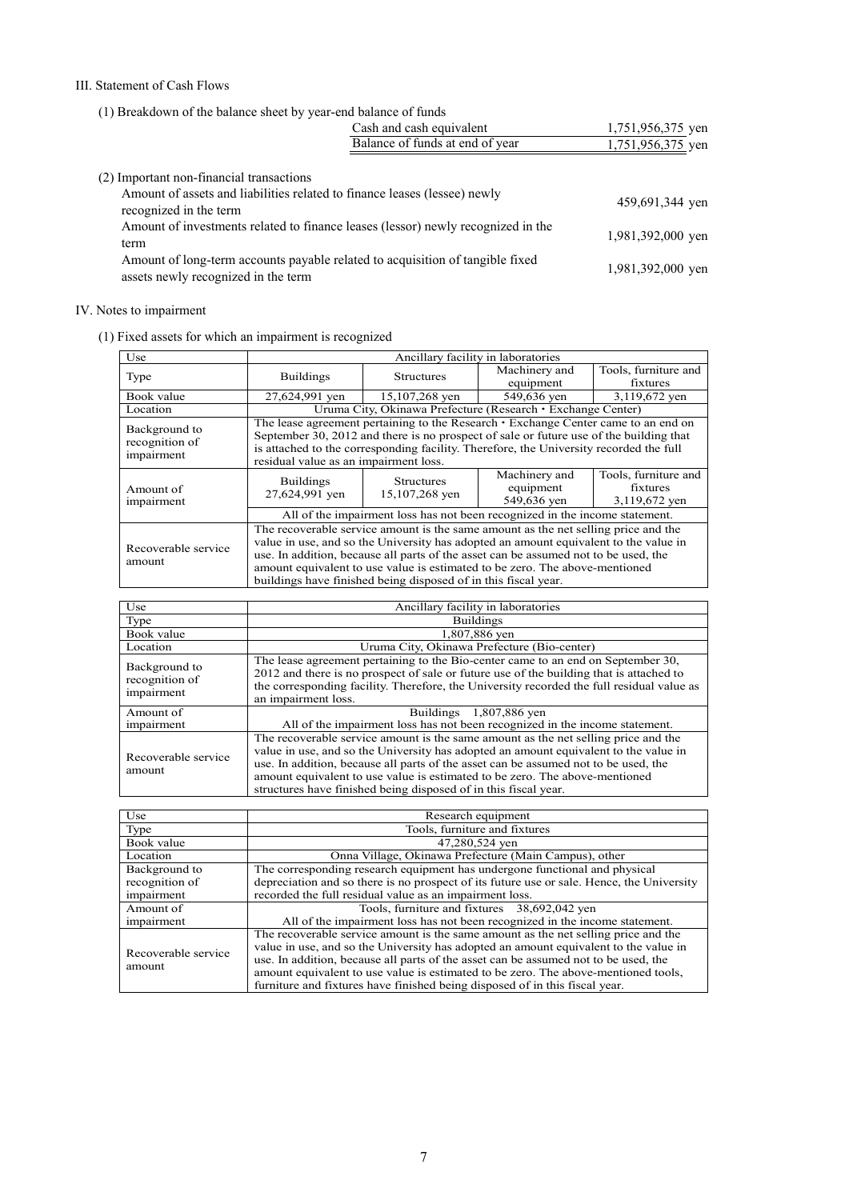## III. Statement of Cash Flows

(1) Breakdown of the balance sheet by year-end balance of funds

| | |
|---|---|
| Cash and cash equivalent | 1,751,956,375 yen |
| Balance of funds at end of year | 1,751,956,375 yen |

(2) Important non-financial transactions

| | |
|---|---|
| Amount of assets and liabilities related to finance leases (lessee) newly recognized in the term | 459,691,344 yen |
| Amount of investments related to finance leases (lessor) newly recognized in the term | 1,981,392,000 yen |
| Amount of long-term accounts payable related to acquisition of tangible fixed assets newly recognized in the term | 1,981,392,000 yen |

## IV. Notes to impairment

(1) Fixed assets for which an impairment is recognized

| Use | Ancillary facility in laboratories | | | |
|---|---|---|---|---|
| Type | Buildings | Structures | Machinery and equipment | Tools, furniture and fixtures |
| Book value | 27,624,991 yen | 15,107,268 yen | 549,636 yen | 3,119,672 yen |
| Location | Uruma City, Okinawa Prefecture (Research・Exchange Center) | | | |
| Background to recognition of impairment | The lease agreement pertaining to the Research・Exchange Center came to an end on September 30, 2012 and there is no prospect of sale or future use of the building that is attached to the corresponding facility. Therefore, the University recorded the full residual value as an impairment loss. | | | |
| Amount of impairment | Buildings 27,624,991 yen | Structures 15,107,268 yen | Machinery and equipment 549,636 yen | Tools, furniture and fixtures 3,119,672 yen |
| | All of the impairment loss has not been recognized in the income statement. | | | |
| Recoverable service amount | The recoverable service amount is the same amount as the net selling price and the value in use, and so the University has adopted an amount equivalent to the value in use. In addition, because all parts of the asset can be assumed not to be used, the amount equivalent to use value is estimated to be zero. The above-mentioned buildings have finished being disposed of in this fiscal year. | | | |

| Use | Ancillary facility in laboratories |
|---|---|
| Type | Buildings |
| Book value | 1,807,886 yen |
| Location | Uruma City, Okinawa Prefecture (Bio-center) |
| Background to recognition of impairment | The lease agreement pertaining to the Bio-center came to an end on September 30, 2012 and there is no prospect of sale or future use of the building that is attached to the corresponding facility. Therefore, the University recorded the full residual value as an impairment loss. |
| Amount of impairment | Buildings 1,807,886 yen<br>All of the impairment loss has not been recognized in the income statement. |
| Recoverable service amount | The recoverable service amount is the same amount as the net selling price and the value in use, and so the University has adopted an amount equivalent to the value in use. In addition, because all parts of the asset can be assumed not to be used, the amount equivalent to use value is estimated to be zero. The above-mentioned structures have finished being disposed of in this fiscal year. |

| Use | Research equipment |
|---|---|
| Type | Tools, furniture and fixtures |
| Book value | 47,280,524 yen |
| Location | Onna Village, Okinawa Prefecture (Main Campus), other |
| Background to recognition of impairment | The corresponding research equipment has undergone functional and physical depreciation and so there is no prospect of its future use or sale. Hence, the University recorded the full residual value as an impairment loss. |
| Amount of impairment | Tools, furniture and fixtures 38,692,042 yen<br>All of the impairment loss has not been recognized in the income statement. |
| Recoverable service amount | The recoverable service amount is the same amount as the net selling price and the value in use, and so the University has adopted an amount equivalent to the value in use. In addition, because all parts of the asset can be assumed not to be used, the amount equivalent to use value is estimated to be zero. The above-mentioned tools, furniture and fixtures have finished being disposed of in this fiscal year. |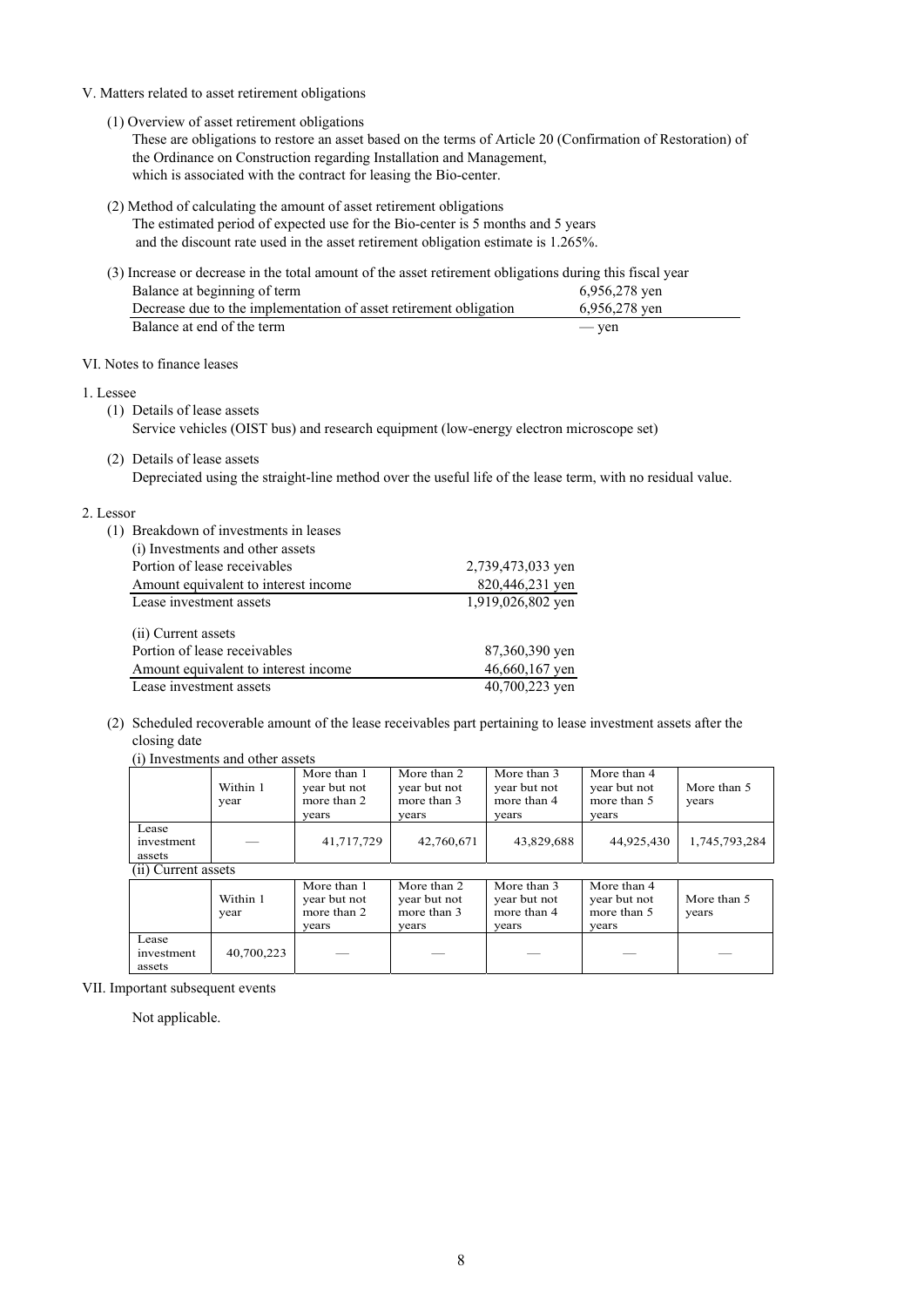## V. Matters related to asset retirement obligations

(1) Overview of asset retirement obligations
These are obligations to restore an asset based on the terms of Article 20 (Confirmation of Restoration) of the Ordinance on Construction regarding Installation and Management, which is associated with the contract for leasing the Bio-center.

(2) Method of calculating the amount of asset retirement obligations
The estimated period of expected use for the Bio-center is 5 months and 5 years and the discount rate used in the asset retirement obligation estimate is 1.265%.

(3) Increase or decrease in the total amount of the asset retirement obligations during this fiscal year

| | |
|---|---|
| Balance at beginning of term | 6,956,278 yen |
| Decrease due to the implementation of asset retirement obligation | 6,956,278 yen |
| Balance at end of the term | — yen |

## VI. Notes to finance leases

### 1. Lessee

(1) Details of lease assets
Service vehicles (OIST bus) and research equipment (low-energy electron microscope set)

(2) Details of lease assets
Depreciated using the straight-line method over the useful life of the lease term, with no residual value.

### 2. Lessor

(1) Breakdown of investments in leases

(i) Investments and other assets

| | |
|---|---|
| Portion of lease receivables | 2,739,473,033 yen |
| Amount equivalent to interest income | 820,446,231 yen |
| Lease investment assets | 1,919,026,802 yen |

(ii) Current assets

| | |
|---|---|
| Portion of lease receivables | 87,360,390 yen |
| Amount equivalent to interest income | 46,660,167 yen |
| Lease investment assets | 40,700,223 yen |

(2) Scheduled recoverable amount of the lease receivables part pertaining to lease investment assets after the closing date

(i) Investments and other assets

| | Within 1 year | More than 1 year but not more than 2 years | More than 2 year but not more than 3 years | More than 3 year but not more than 4 years | More than 4 year but not more than 5 years | More than 5 years |
|---|---|---|---|---|---|---|
| Lease investment assets | — | 41,717,729 | 42,760,671 | 43,829,688 | 44,925,430 | 1,745,793,284 |

(ii) Current assets

| | Within 1 year | More than 1 year but not more than 2 years | More than 2 year but not more than 3 years | More than 3 year but not more than 4 years | More than 4 year but not more than 5 years | More than 5 years |
|---|---|---|---|---|---|---|
| Lease investment assets | 40,700,223 | — | — | — | — | — |

## VII. Important subsequent events

Not applicable.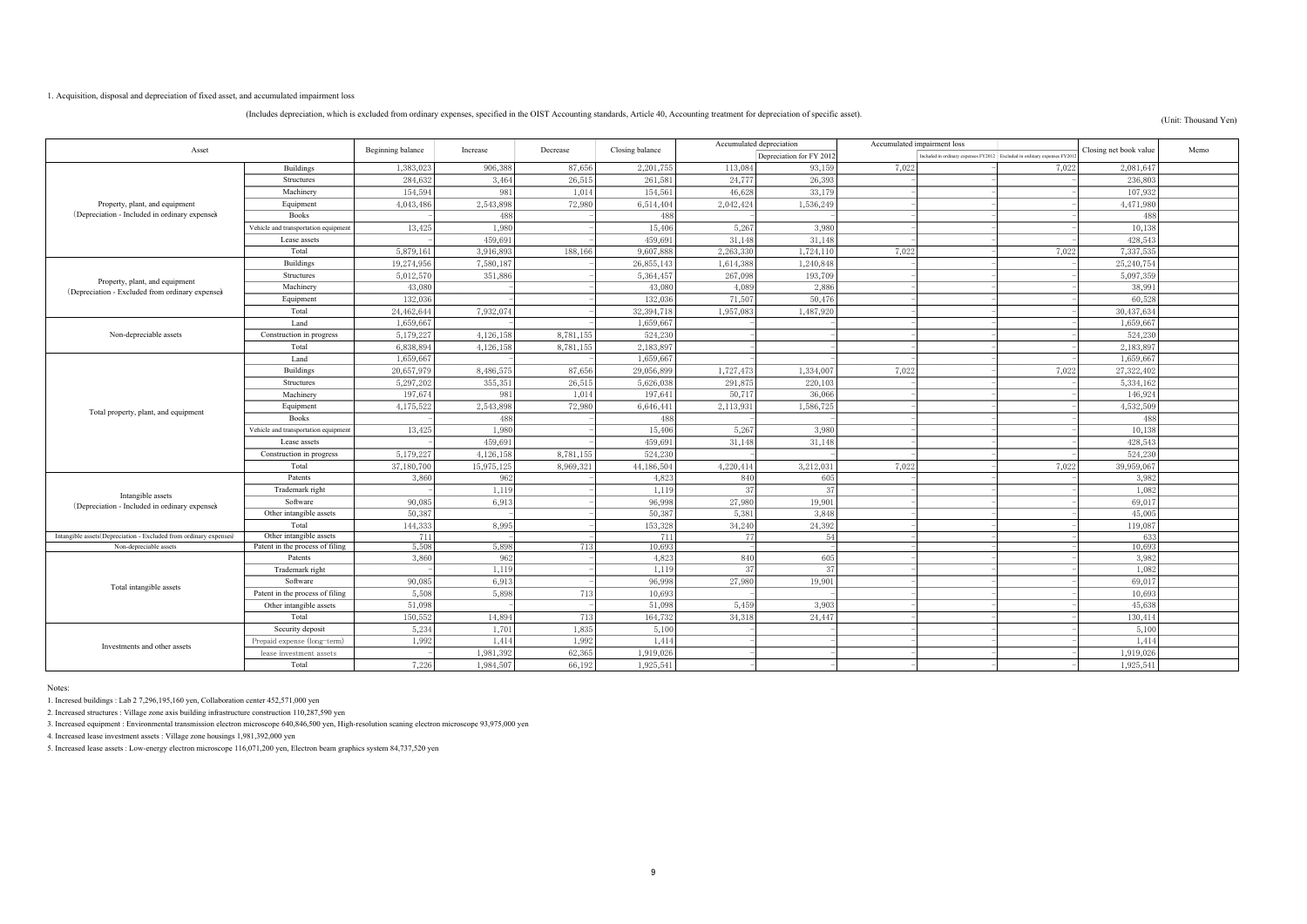1. Acquisition, disposal and depreciation of fixed asset, and accumulated impairment loss

(Includes depreciation, which is excluded from ordinary expenses, specified in the OIST Accounting standards, Article 40, Accounting treatment for depreciation of specific asset).

(Unit: Thousand Yen)

| Asset | | Beginning balance | Increase | Decrease | Closing balance | Accumulated depreciation | | Accumulated impairment loss | | | Closing net book value | Memo |
|---|---|---|---|---|---|---|---|---|---|---|---|---|
| | | | | | | | Depreciation for FY 2012 | | Included in ordinary expenses FY2012 | Excluded in ordinary expenses FY2012 | | |
| Property, plant, and equipment (Depreciation - Included in ordinary expenses) | Buildings | 1,383,023 | 906,388 | 87,656 | 2,201,755 | 113,084 | 93,159 | 7,022 | - | 7,022 | 2,081,647 | |
| | Structures | 284,632 | 3,464 | 26,515 | 261,581 | 24,777 | 26,393 | - | - | - | 236,803 | |
| | Machinery | 154,594 | 981 | 1,014 | 154,561 | 46,628 | 33,179 | - | - | - | 107,932 | |
| | Equipment | 4,043,486 | 2,543,898 | 72,980 | 6,514,404 | 2,042,424 | 1,536,249 | - | - | - | 4,471,980 | |
| | Books | - | 488 | - | 488 | - | - | - | - | - | 488 | |
| | Vehicle and transportation equipment | 13,425 | 1,980 | - | 15,406 | 5,267 | 3,980 | - | - | - | 10,138 | |
| | Lease assets | - | 459,691 | - | 459,691 | 31,148 | 31,148 | - | - | - | 428,543 | |
| | Total | 5,879,161 | 3,916,893 | 188,166 | 9,607,888 | 2,263,330 | 1,724,110 | 7,022 | - | 7,022 | 7,337,535 | |
| Property, plant, and equipment (Depreciation - Excluded from ordinary expenses) | Buildings | 19,274,956 | 7,580,187 | - | 26,855,143 | 1,614,388 | 1,240,848 | - | - | - | 25,240,754 | |
| | Structures | 5,012,570 | 351,886 | - | 5,364,457 | 267,098 | 193,709 | - | - | - | 5,097,359 | |
| | Machinery | 43,080 | - | - | 43,080 | 4,089 | 2,886 | - | - | - | 38,991 | |
| | Equipment | 132,036 | - | - | 132,036 | 71,507 | 50,476 | - | - | - | 60,528 | |
| | Total | 24,462,644 | 7,932,074 | - | 32,394,718 | 1,957,083 | 1,487,920 | - | - | - | 30,437,634 | |
| Non-depreciable assets | Land | 1,659,667 | - | - | 1,659,667 | - | - | - | - | - | 1,659,667 | |
| | Construction in progress | 5,179,227 | 4,126,158 | 8,781,155 | 524,230 | - | - | - | - | - | 524,230 | |
| | Total | 6,838,894 | 4,126,158 | 8,781,155 | 2,183,897 | - | - | - | - | - | 2,183,897 | |
| Total property, plant, and equipment | Land | 1,659,667 | - | - | 1,659,667 | - | - | - | - | - | 1,659,667 | |
| | Buildings | 20,657,979 | 8,486,575 | 87,656 | 29,056,899 | 1,727,473 | 1,334,007 | 7,022 | - | 7,022 | 27,322,402 | |
| | Structures | 5,297,202 | 355,351 | 26,515 | 5,626,038 | 291,875 | 220,103 | - | - | - | 5,334,162 | |
| | Machinery | 197,674 | 981 | 1,014 | 197,641 | 50,717 | 36,066 | - | - | - | 146,924 | |
| | Equipment | 4,175,522 | 2,543,898 | 72,980 | 6,646,441 | 2,113,931 | 1,586,725 | - | - | - | 4,532,509 | |
| | Books | - | 488 | - | 488 | - | - | - | - | - | 488 | |
| | Vehicle and transportation equipment | 13,425 | 1,980 | - | 15,406 | 5,267 | 3,980 | - | - | - | 10,138 | |
| | Lease assets | - | 459,691 | - | 459,691 | 31,148 | 31,148 | - | - | - | 428,543 | |
| | Construction in progress | 5,179,227 | 4,126,158 | 8,781,155 | 524,230 | - | - | - | - | - | 524,230 | |
| | Total | 37,180,700 | 15,975,125 | 8,969,321 | 44,186,504 | 4,220,414 | 3,212,031 | 7,022 | - | 7,022 | 39,959,067 | |
| Intangible assets (Depreciation - Included in ordinary expenses) | Patents | 3,860 | 962 | - | 4,823 | 840 | 605 | - | - | - | 3,982 | |
| | Trademark right | - | 1,119 | - | 1,119 | 37 | 37 | - | - | - | 1,082 | |
| | Software | 90,085 | 6,913 | - | 96,998 | 27,980 | 19,901 | - | - | - | 69,017 | |
| | Other intangible assets | 50,387 | - | - | 50,387 | 5,381 | 3,848 | - | - | - | 45,005 | |
| | Total | 144,333 | 8,995 | - | 153,328 | 34,240 | 24,392 | - | - | - | 119,087 | |
| Intangible assets(Depreciation - Excluded from ordinary expenses) | Other intangible assets | 711 | - | - | 711 | 77 | 54 | - | - | - | 633 | |
| Non-depreciable assets | Patent in the process of filing | 5,508 | 5,898 | 713 | 10,693 | - | - | - | - | - | 10,693 | |
| Total intangible assets | Patents | 3,860 | 962 | - | 4,823 | 840 | 605 | - | - | - | 3,982 | |
| | Trademark right | - | 1,119 | - | 1,119 | 37 | 37 | - | - | - | 1,082 | |
| | Software | 90,085 | 6,913 | - | 96,998 | 27,980 | 19,901 | - | - | - | 69,017 | |
| | Patent in the process of filing | 5,508 | 5,898 | 713 | 10,693 | - | - | - | - | - | 10,693 | |
| | Other intangible assets | 51,098 | - | - | 51,098 | 5,459 | 3,903 | - | - | - | 45,638 | |
| | Total | 150,552 | 14,894 | 713 | 164,732 | 34,318 | 24,447 | - | - | - | 130,414 | |
| Investments and other assets | Security deposit | 5,234 | 1,701 | 1,835 | 5,100 | - | - | - | - | - | 5,100 | |
| | Prepaid expense (long-term) | 1,992 | 1,414 | 1,992 | 1,414 | - | - | - | - | - | 1,414 | |
| | lease investment assets | - | 1,981,392 | 62,365 | 1,919,026 | - | - | - | - | - | 1,919,026 | |
| | Total | 7,226 | 1,984,507 | 66,192 | 1,925,541 | - | - | - | - | - | 1,925,541 | |

Notes:

1. Incresed buildings : Lab 2 7,296,195,160 yen, Collaboration center 452,571,000 yen

2. Increased structures : Village zone axis building infrastructure construction 110,287,590 yen

3. Increased equipment : Environmental transmission electron microscope 640,846,500 yen, High-resolution scaning electron microscope 93,975,000 yen

4. Increased lease investment assets : Village zone housings 1,981,392,000 yen

5. Increased lease assets : Low-energy electron microscope 116,071,200 yen, Electron beam graphics system 84,737,520 yen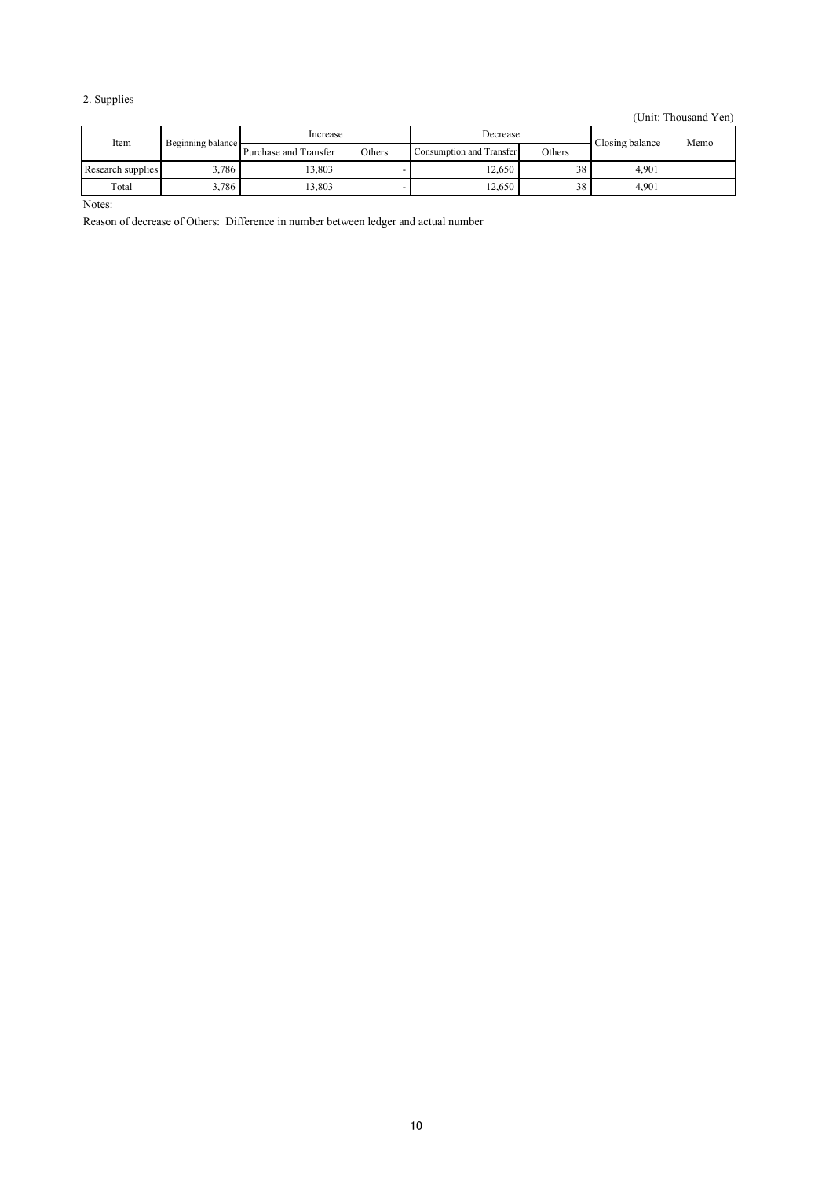## 2. Supplies

(Unit: Thousand Yen)

| Item | Beginning balance | Increase | | Decrease | | Closing balance | Memo |
|---|---|---|---|---|---|---|---|
| | | Purchase and Transfer | Others | Consumption and Transfer | Others | | |
| Research supplies | 3,786 | 13,803 | - | 12,650 | 38 | 4,901 | |
| Total | 3,786 | 13,803 | - | 12,650 | 38 | 4,901 | |

Notes:

Reason of decrease of Others: Difference in number between ledger and actual number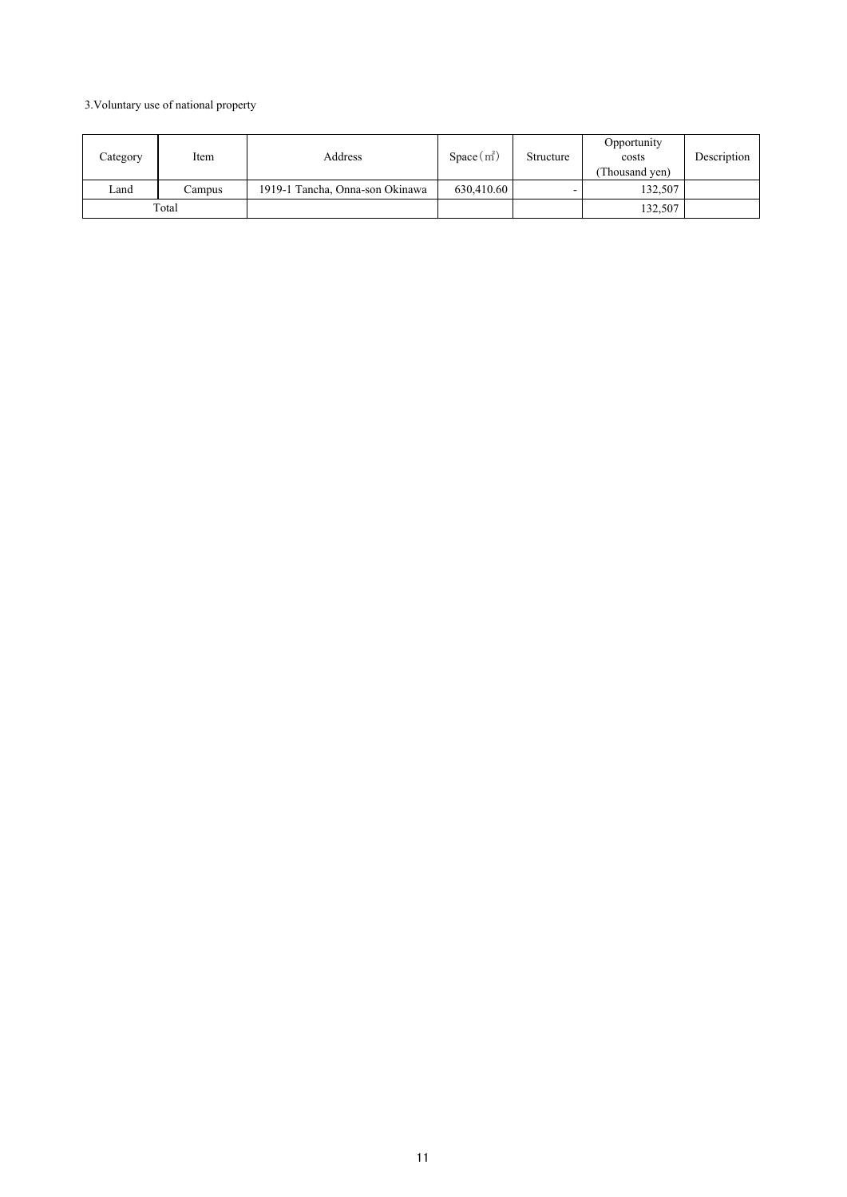3.Voluntary use of national property

| Category | Item | Address | Space（㎡） | Structure | Opportunity costs (Thousand yen) | Description |
|---|---|---|---|---|---|---|
| Land | Campus | 1919-1 Tancha, Onna-son Okinawa | 630,410.60 | - | 132,507 | |
| Total | | | | | 132,507 | |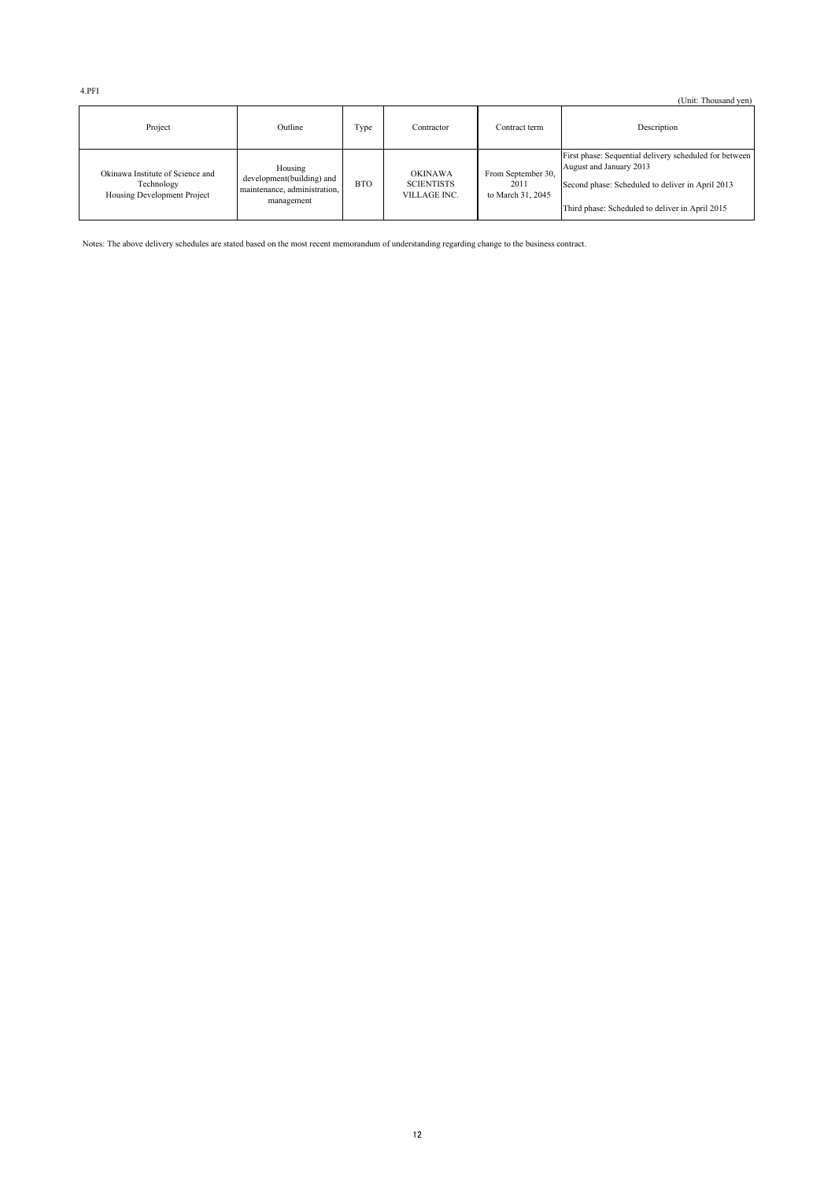4.PFI

(Unit: Thousand yen)

| Project | Outline | Type | Contractor | Contract term | Description |
|---|---|---|---|---|---|
| Okinawa Institute of Science and Technology Housing Development Project | Housing development(building) and maintenance, administration, management | BTO | OKINAWA SCIENTISTS VILLAGE INC. | From September 30, 2011 to March 31, 2045 | First phase: Sequential delivery scheduled for between August and January 2013<br>Second phase: Scheduled to deliver in April 2013<br>Third phase: Scheduled to deliver in April 2015 |

Notes: The above delivery schedules are stated based on the most recent memorandum of understanding regarding change to the business contract.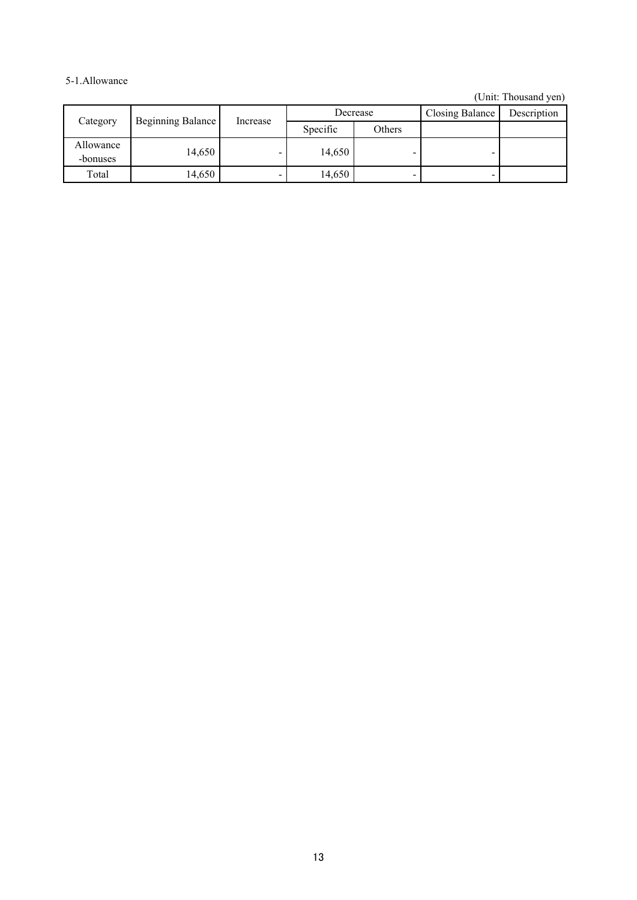5-1.Allowance

(Unit: Thousand yen)

| Category | Beginning Balance | Increase | Decrease | | Closing Balance | Description |
|---|---|---|---|---|---|---|
| | | | Specific | Others | | |
| Allowance -bonuses | 14,650 | - | 14,650 | - | - | |
| Total | 14,650 | - | 14,650 | - | - | |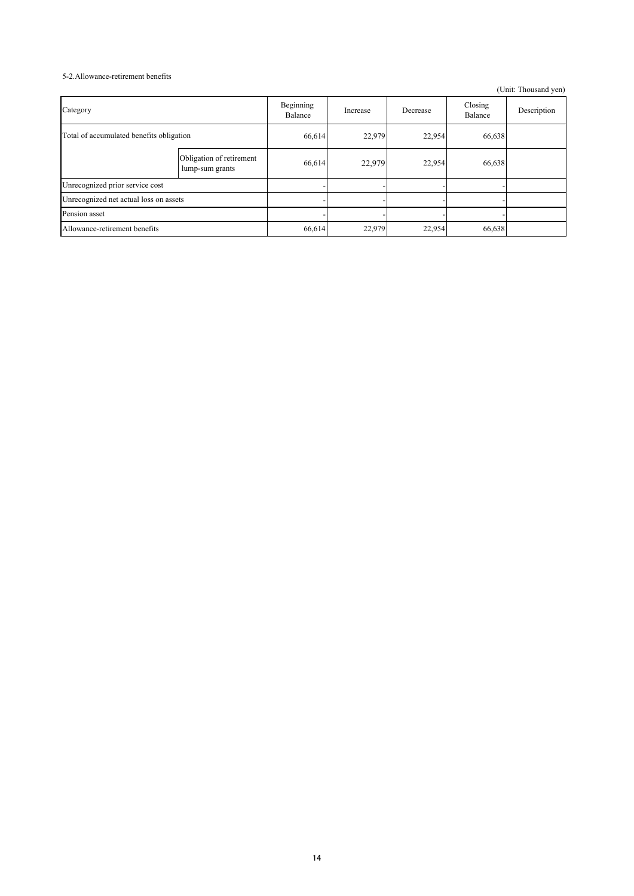5-2.Allowance-retirement benefits

(Unit: Thousand yen)

| Category | | Beginning Balance | Increase | Decrease | Closing Balance | Description |
|---|---|---|---|---|---|---|
| Total of accumulated benefits obligation | | 66,614 | 22,979 | 22,954 | 66,638 | |
| | Obligation of retirement lump-sum grants | 66,614 | 22,979 | 22,954 | 66,638 | |
| Unrecognized prior service cost | | - | - | - | - | |
| Unrecognized net actual loss on assets | | - | - | - | - | |
| Pension asset | | - | - | - | - | |
| Allowance-retirement benefits | | 66,614 | 22,979 | 22,954 | 66,638 | |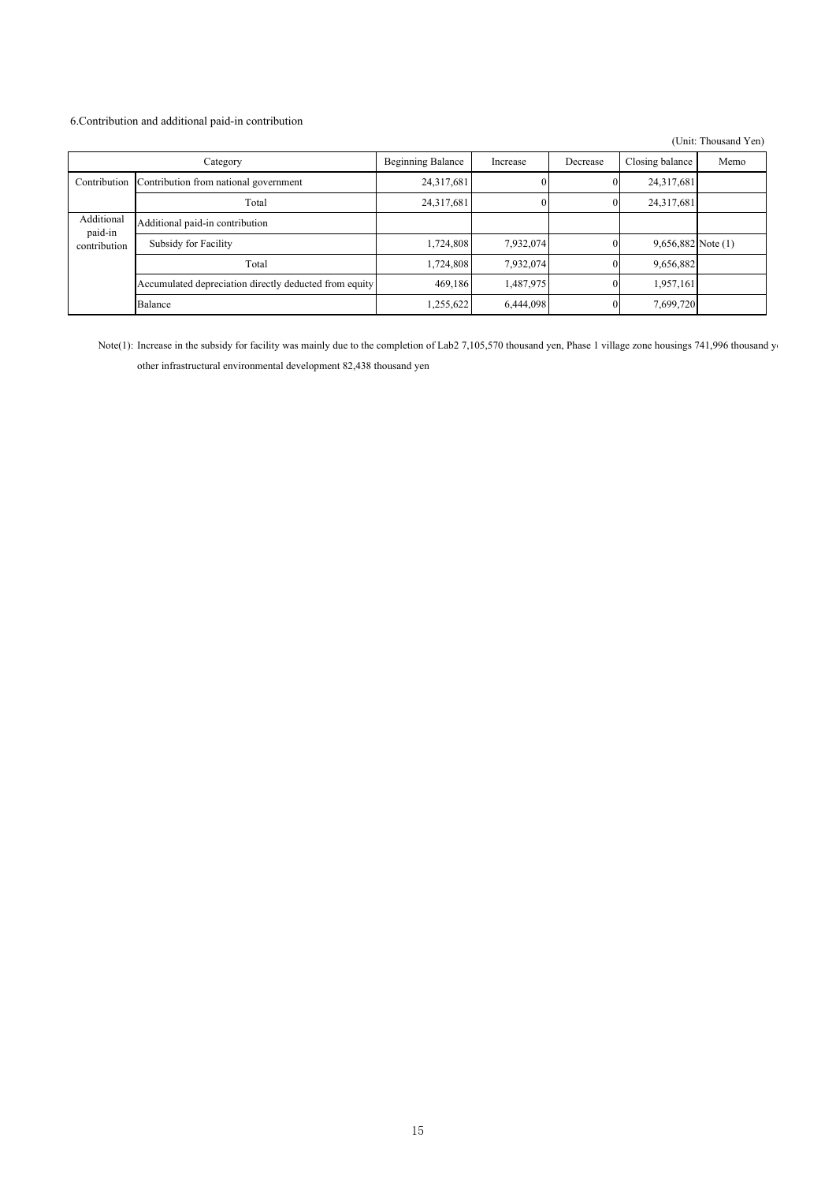6.Contribution and additional paid-in contribution

(Unit: Thousand Yen)

| Category | | Beginning Balance | Increase | Decrease | Closing balance | Memo |
|---|---|---|---|---|---|---|
| Contribution | Contribution from national government | 24,317,681 | 0 | 0 | 24,317,681 | |
| | Total | 24,317,681 | 0 | 0 | 24,317,681 | |
| Additional paid-in contribution | Additional paid-in contribution | | | | | |
| | Subsidy for Facility | 1,724,808 | 7,932,074 | 0 | 9,656,882 | Note (1) |
| | Total | 1,724,808 | 7,932,074 | 0 | 9,656,882 | |
| | Accumulated depreciation directly deducted from equity | 469,186 | 1,487,975 | 0 | 1,957,161 | |
| | Balance | 1,255,622 | 6,444,098 | 0 | 7,699,720 | |

Note(1): Increase in the subsidy for facility was mainly due to the completion of Lab2 7,105,570 thousand yen, Phase 1 village zone housings 741,996 thousand y

other infrastructural environmental development 82,438 thousand yen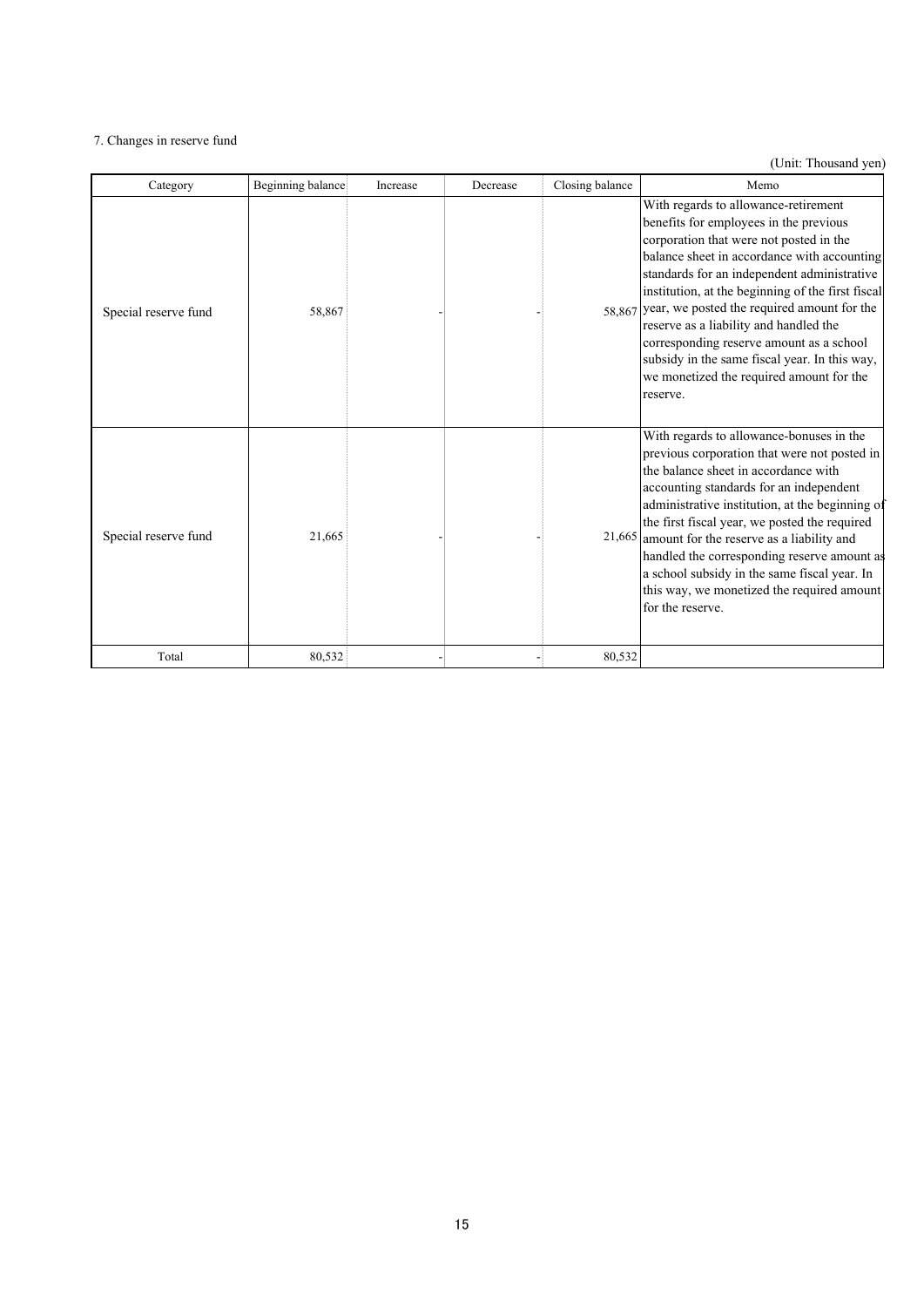7. Changes in reserve fund

(Unit: Thousand yen)

| Category | Beginning balance | Increase | Decrease | Closing balance | Memo |
|---|---|---|---|---|---|
| Special reserve fund | 58,867 | - | - | 58,867 | With regards to allowance-retirement benefits for employees in the previous corporation that were not posted in the balance sheet in accordance with accounting standards for an independent administrative institution, at the beginning of the first fiscal year, we posted the required amount for the reserve as a liability and handled the corresponding reserve amount as a school subsidy in the same fiscal year. In this way, we monetized the required amount for the reserve. |
| Special reserve fund | 21,665 | - | - | 21,665 | With regards to allowance-bonuses in the previous corporation that were not posted in the balance sheet in accordance with accounting standards for an independent administrative institution, at the beginning of the first fiscal year, we posted the required amount for the reserve as a liability and handled the corresponding reserve amount as a school subsidy in the same fiscal year. In this way, we monetized the required amount for the reserve. |
| Total | 80,532 | - | - | 80,532 | |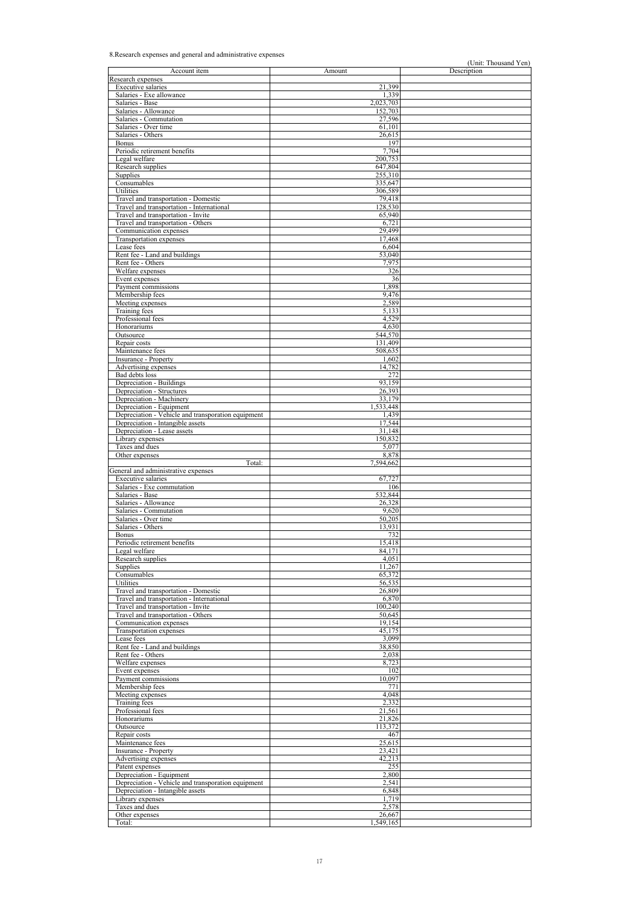8.Research expenses and general and administrative expenses

(Unit: Thousand Yen)

| Account item | Amount | Description |
|---|---|---|
| Research expenses | | |
| Executive salaries | 21,399 | |
| Salaries - Exe allowance | 1,339 | |
| Salaries - Base | 2,023,703 | |
| Salaries - Allowance | 152,703 | |
| Salaries - Commutation | 27,596 | |
| Salaries - Over time | 61,101 | |
| Salaries - Others | 26,615 | |
| Bonus | 197 | |
| Periodic retirement benefits | 7,704 | |
| Legal welfare | 200,753 | |
| Research supplies | 647,804 | |
| Supplies | 255,310 | |
| Consumables | 335,647 | |
| Utilities | 306,589 | |
| Travel and transportation - Domestic | 79,418 | |
| Travel and transportation - International | 128,530 | |
| Travel and transportation - Invite | 65,940 | |
| Travel and transportation - Others | 6,721 | |
| Communication expenses | 29,499 | |
| Transportation expenses | 17,468 | |
| Lease fees | 6,604 | |
| Rent fee - Land and buildings | 53,040 | |
| Rent fee - Others | 7,975 | |
| Welfare expenses | 326 | |
| Event expenses | 36 | |
| Payment commissions | 1,898 | |
| Membership fees | 9,476 | |
| Meeting expenses | 2,589 | |
| Training fees | 5,133 | |
| Professional fees | 4,529 | |
| Honorariums | 4,630 | |
| Outsource | 544,570 | |
| Repair costs | 131,409 | |
| Maintenance fees | 508,635 | |
| Insurance - Property | 1,602 | |
| Advertising expenses | 14,782 | |
| Bad debts loss | 272 | |
| Depreciation - Buildings | 93,159 | |
| Depreciation - Structures | 26,393 | |
| Depreciation - Machinery | 33,179 | |
| Depreciation - Equipment | 1,533,448 | |
| Depreciation - Vehicle and transporation equipment | 1,439 | |
| Depreciation - Intangible assets | 17,544 | |
| Depreciation - Lease assets | 31,148 | |
| Library expenses | 150,832 | |
| Taxes and dues | 5,077 | |
| Other expenses | 8,878 | |
| Total: | 7,594,662 | |
| General and administrative expenses | | |
| Executive salaries | 67,727 | |
| Salaries - Exe commutation | 106 | |
| Salaries - Base | 532,844 | |
| Salaries - Allowance | 26,328 | |
| Salaries - Commutation | 9,620 | |
| Salaries - Over time | 50,205 | |
| Salaries - Others | 13,931 | |
| Bonus | 732 | |
| Periodic retirement benefits | 15,418 | |
| Legal welfare | 84,171 | |
| Research supplies | 4,051 | |
| Supplies | 11,267 | |
| Consumables | 65,372 | |
| Utilities | 56,535 | |
| Travel and transportation - Domestic | 26,809 | |
| Travel and transportation - International | 6,870 | |
| Travel and transportation - Invite | 100,240 | |
| Travel and transportation - Others | 50,645 | |
| Communication expenses | 19,154 | |
| Transportation expenses | 45,175 | |
| Lease fees | 3,099 | |
| Rent fee - Land and buildings | 38,850 | |
| Rent fee - Others | 2,038 | |
| Welfare expenses | 8,723 | |
| Event expenses | 102 | |
| Payment commissions | 10,097 | |
| Membership fees | 771 | |
| Meeting expenses | 4,048 | |
| Training fees | 2,332 | |
| Professional fees | 21,561 | |
| Honorariums | 21,826 | |
| Outsource | 113,372 | |
| Repair costs | 467 | |
| Maintenance fees | 25,615 | |
| Insurance - Property | 23,421 | |
| Advertising expenses | 42,213 | |
| Patent expenses | 255 | |
| Depreciation - Equipment | 2,800 | |
| Depreciation - Vehicle and transporation equipment | 2,541 | |
| Depreciation - Intangible assets | 6,848 | |
| Library expenses | 1,719 | |
| Taxes and dues | 2,578 | |
| Other expenses | 26,667 | |
| Total: | 1,549,165 | |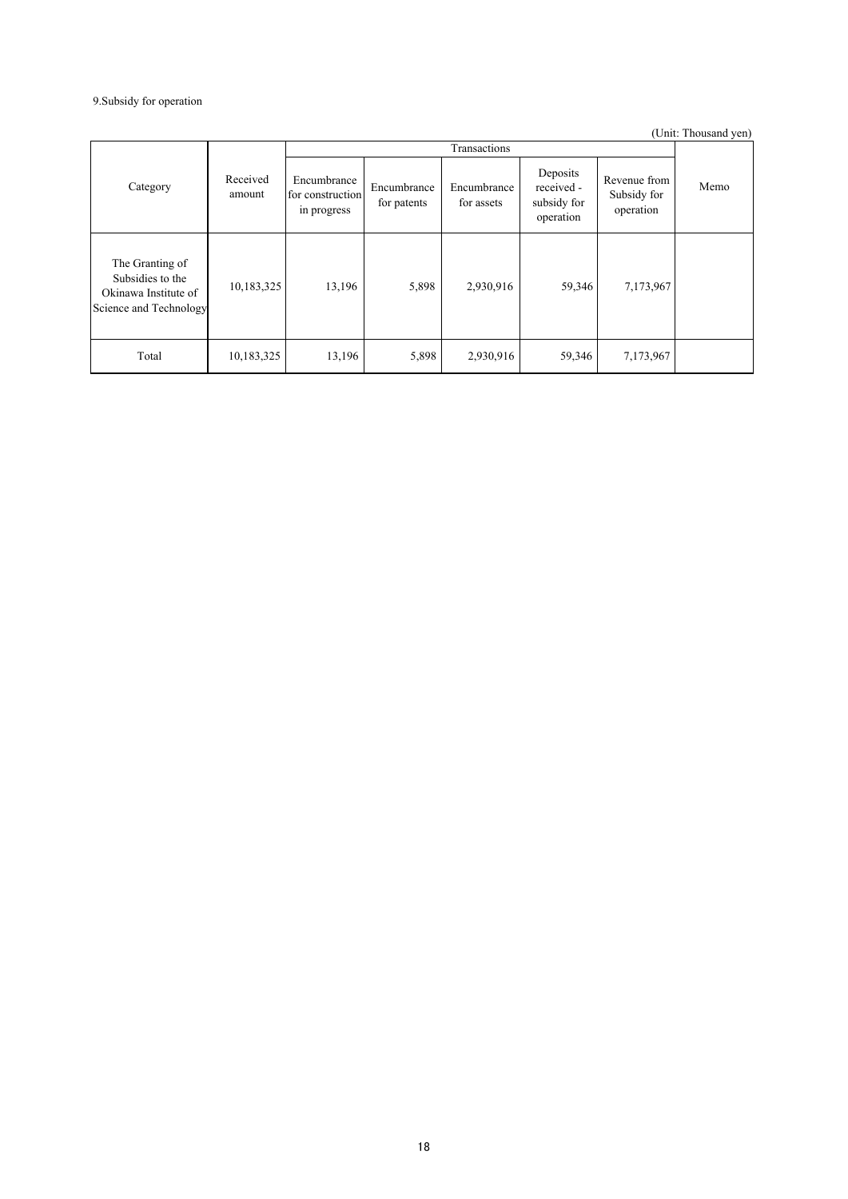9.Subsidy for operation

(Unit: Thousand yen)

| Category | Received amount | Transactions | | | | | Memo |
|---|---|---|---|---|---|---|---|
| | | Encumbrance for construction in progress | Encumbrance for patents | Encumbrance for assets | Deposits received - subsidy for operation | Revenue from Subsidy for operation | |
| The Granting of Subsidies to the Okinawa Institute of Science and Technology | 10,183,325 | 13,196 | 5,898 | 2,930,916 | 59,346 | 7,173,967 | |
| Total | 10,183,325 | 13,196 | 5,898 | 2,930,916 | 59,346 | 7,173,967 | |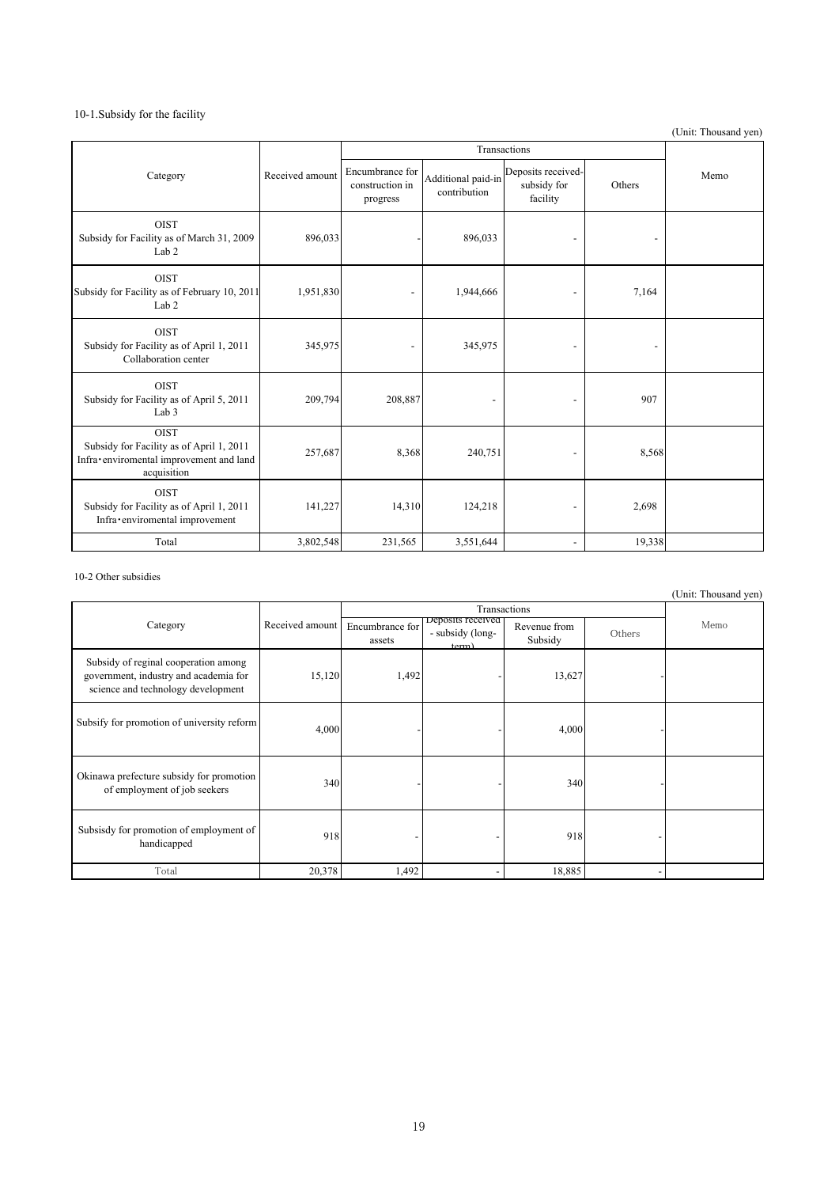10-1.Subsidy for the facility

(Unit: Thousand yen)

| Category | Received amount | Transactions | | | | Memo |
|---|---|---|---|---|---|---|
| | | Encumbrance for construction in progress | Additional paid-in contribution | Deposits received-subsidy for facility | Others | |
| OIST Subsidy for Facility as of March 31, 2009 Lab 2 | 896,033 | - | 896,033 | - | - | |
| OIST Subsidy for Facility as of February 10, 2011 Lab 2 | 1,951,830 | - | 1,944,666 | - | 7,164 | |
| OIST Subsidy for Facility as of April 1, 2011 Collaboration center | 345,975 | - | 345,975 | - | - | |
| OIST Subsidy for Facility as of April 5, 2011 Lab 3 | 209,794 | 208,887 | - | - | 907 | |
| OIST Subsidy for Facility as of April 1, 2011 Infra・enviromental improvement and land acquisition | 257,687 | 8,368 | 240,751 | - | 8,568 | |
| OIST Subsidy for Facility as of April 1, 2011 Infra・enviromental improvement | 141,227 | 14,310 | 124,218 | - | 2,698 | |
| Total | 3,802,548 | 231,565 | 3,551,644 | - | 19,338 | |

10-2 Other subsidies

(Unit: Thousand yen)

| Category | Received amount | Transactions | | | | Memo |
|---|---|---|---|---|---|---|
| | | Encumbrance for assets | Deposits received - subsidy (long-term) | Revenue from Subsidy | Others | |
| Subsidy of reginal cooperation among government, industry and academia for science and technology development | 15,120 | 1,492 | - | 13,627 | - | |
| Subsify for promotion of university reform | 4,000 | - | - | 4,000 | - | |
| Okinawa prefecture subsidy for promotion of employment of job seekers | 340 | - | - | 340 | - | |
| Subsisdy for promotion of employment of handicapped | 918 | - | - | 918 | - | |
| Total | 20,378 | 1,492 | - | 18,885 | - | |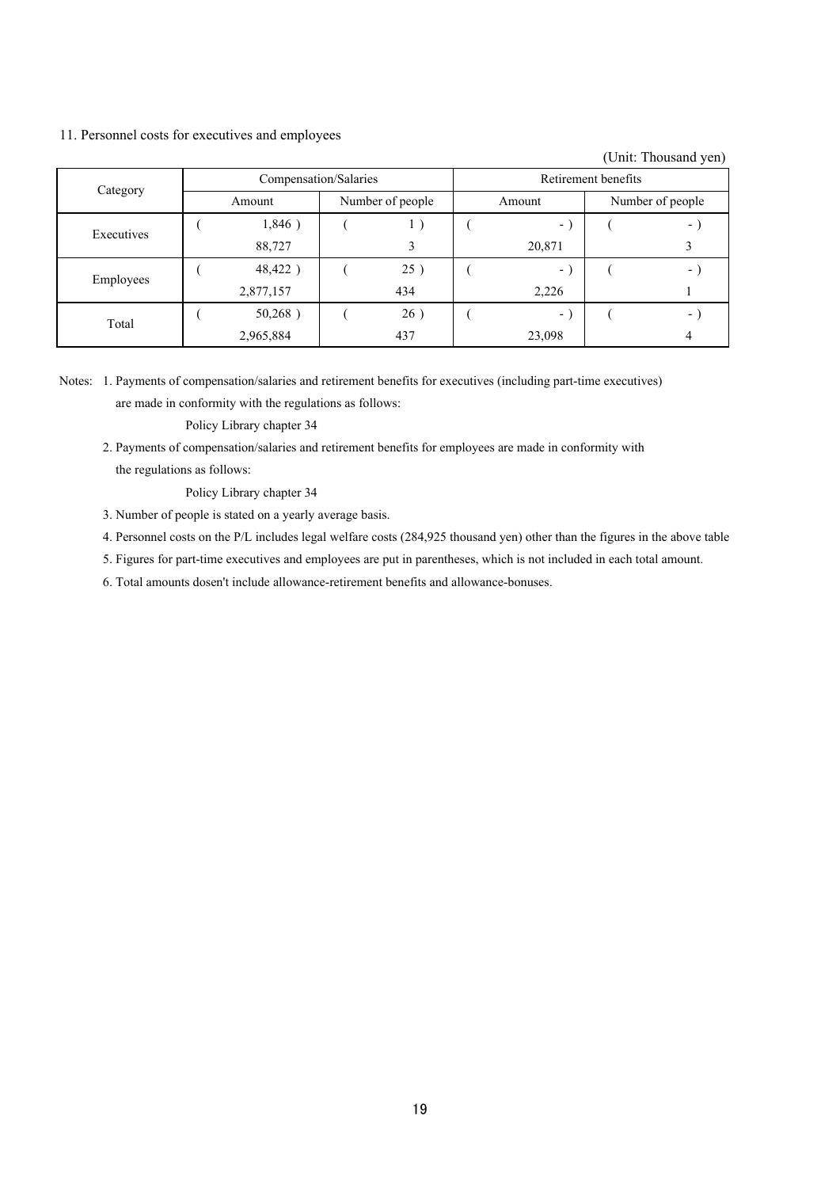## 11. Personnel costs for executives and employees

(Unit: Thousand yen)

| Category | Compensation/Salaries | | Retirement benefits | |
|---|---|---|---|---|
| | Amount | Number of people | Amount | Number of people |
| Executives | ( 1,846 ) | ( 1 ) | ( - ) | ( - ) |
| | 88,727 | 3 | 20,871 | 3 |
| Employees | ( 48,422 ) | ( 25 ) | ( - ) | ( - ) |
| | 2,877,157 | 434 | 2,226 | 1 |
| Total | ( 50,268 ) | ( 26 ) | ( - ) | ( - ) |
| | 2,965,884 | 437 | 23,098 | 4 |

Notes:

1. Payments of compensation/salaries and retirement benefits for executives (including part-time executives) are made in conformity with the regulations as follows:

   Policy Library chapter 34

2. Payments of compensation/salaries and retirement benefits for employees are made in conformity with the regulations as follows:

   Policy Library chapter 34

3. Number of people is stated on a yearly average basis.
4. Personnel costs on the P/L includes legal welfare costs (284,925 thousand yen) other than the figures in the above table
5. Figures for part-time executives and employees are put in parentheses, which is not included in each total amount.
6. Total amounts dosen't include allowance-retirement benefits and allowance-bonuses.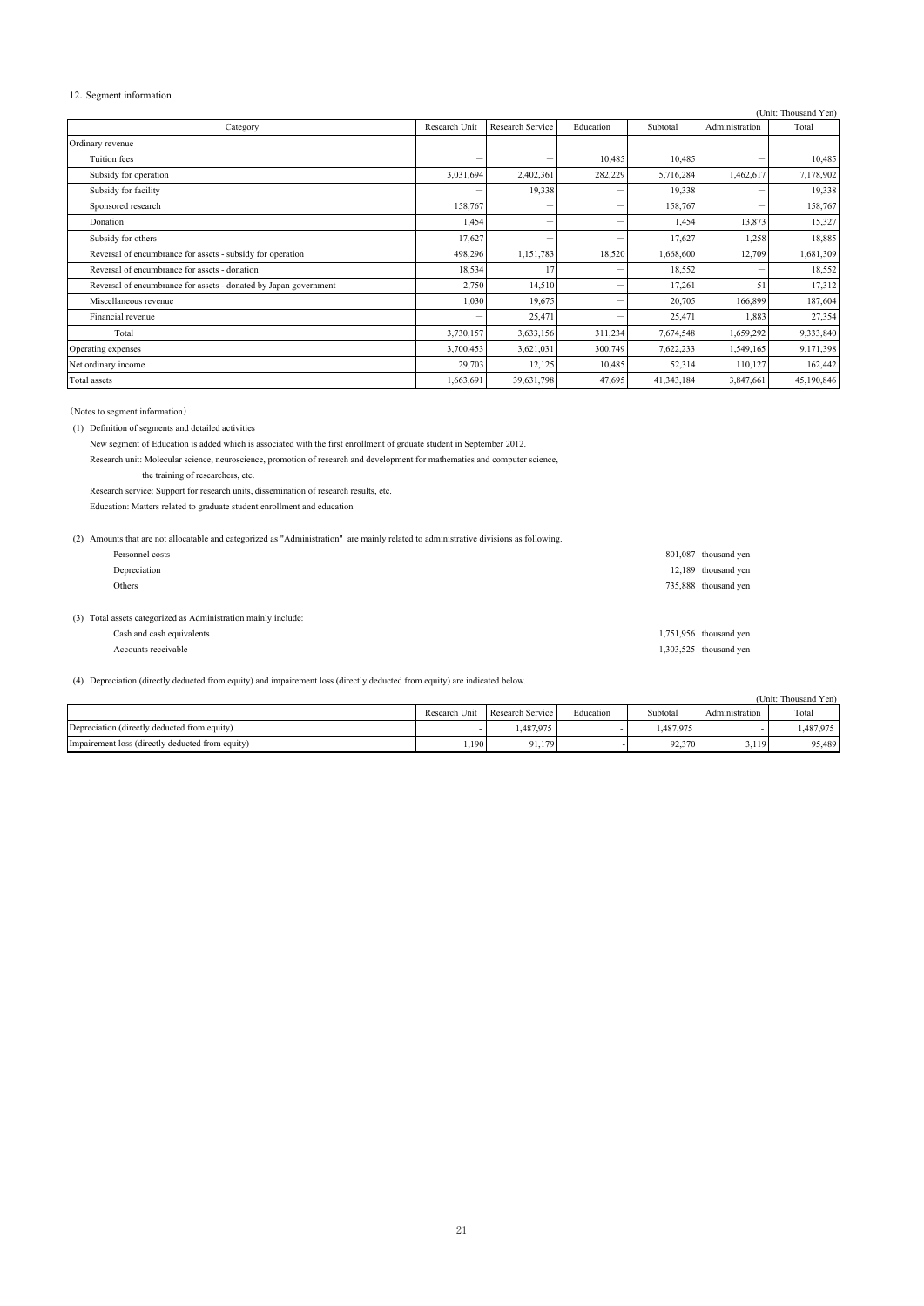12. Segment information

(Unit: Thousand Yen)

| Category | Research Unit | Research Service | Education | Subtotal | Administration | Total |
|---|---|---|---|---|---|---|
| Ordinary revenue | | | | | | |
| Tuition fees | − | − | 10,485 | 10,485 | − | 10,485 |
| Subsidy for operation | 3,031,694 | 2,402,361 | 282,229 | 5,716,284 | 1,462,617 | 7,178,902 |
| Subsidy for facility | − | 19,338 | − | 19,338 | − | 19,338 |
| Sponsored research | 158,767 | − | − | 158,767 | − | 158,767 |
| Donation | 1,454 | − | − | 1,454 | 13,873 | 15,327 |
| Subsidy for others | 17,627 | − | − | 17,627 | 1,258 | 18,885 |
| Reversal of encumbrance for assets - subsidy for operation | 498,296 | 1,151,783 | 18,520 | 1,668,600 | 12,709 | 1,681,309 |
| Reversal of encumbrance for assets - donation | 18,534 | 17 | − | 18,552 | − | 18,552 |
| Reversal of encumbrance for assets - donated by Japan government | 2,750 | 14,510 | − | 17,261 | 51 | 17,312 |
| Miscellaneous revenue | 1,030 | 19,675 | − | 20,705 | 166,899 | 187,604 |
| Financial revenue | − | 25,471 | − | 25,471 | 1,883 | 27,354 |
| Total | 3,730,157 | 3,633,156 | 311,234 | 7,674,548 | 1,659,292 | 9,333,840 |
| Operating expenses | 3,700,453 | 3,621,031 | 300,749 | 7,622,233 | 1,549,165 | 9,171,398 |
| Net ordinary income | 29,703 | 12,125 | 10,485 | 52,314 | 110,127 | 162,442 |
| Total assets | 1,663,691 | 39,631,798 | 47,695 | 41,343,184 | 3,847,661 | 45,190,846 |

（Notes to segment information）

(1) Definition of segments and detailed activities

New segment of Education is added which is associated with the first enrollment of grduate student in September 2012.

Research unit: Molecular science, neuroscience, promotion of research and development for mathematics and computer science, the training of researchers, etc.

Research service: Support for research units, dissemination of research results, etc.

Education: Matters related to graduate student enrollment and education

(2) Amounts that are not allocatable and categorized as "Administration" are mainly related to administrative divisions as following.

| | |
|---|---|
| Personnel costs | 801,087 thousand yen |
| Depreciation | 12,189 thousand yen |
| Others | 735,888 thousand yen |

(3) Total assets categorized as Administration mainly include:

| | |
|---|---|
| Cash and cash equivalents | 1,751,956 thousand yen |
| Accounts receivable | 1,303,525 thousand yen |

(4) Depreciation (directly deducted from equity) and impairement loss (directly deducted from equity) are indicated below.

(Unit: Thousand Yen)

| | Research Unit | Research Service | Education | Subtotal | Administration | Total |
|---|---|---|---|---|---|---|
| Depreciation (directly deducted from equity) | - | 1,487,975 | - | 1,487,975 | - | 1,487,975 |
| Impairement loss (directly deducted from equity) | 1,190 | 91,179 | - | 92,370 | 3,119 | 95,489 |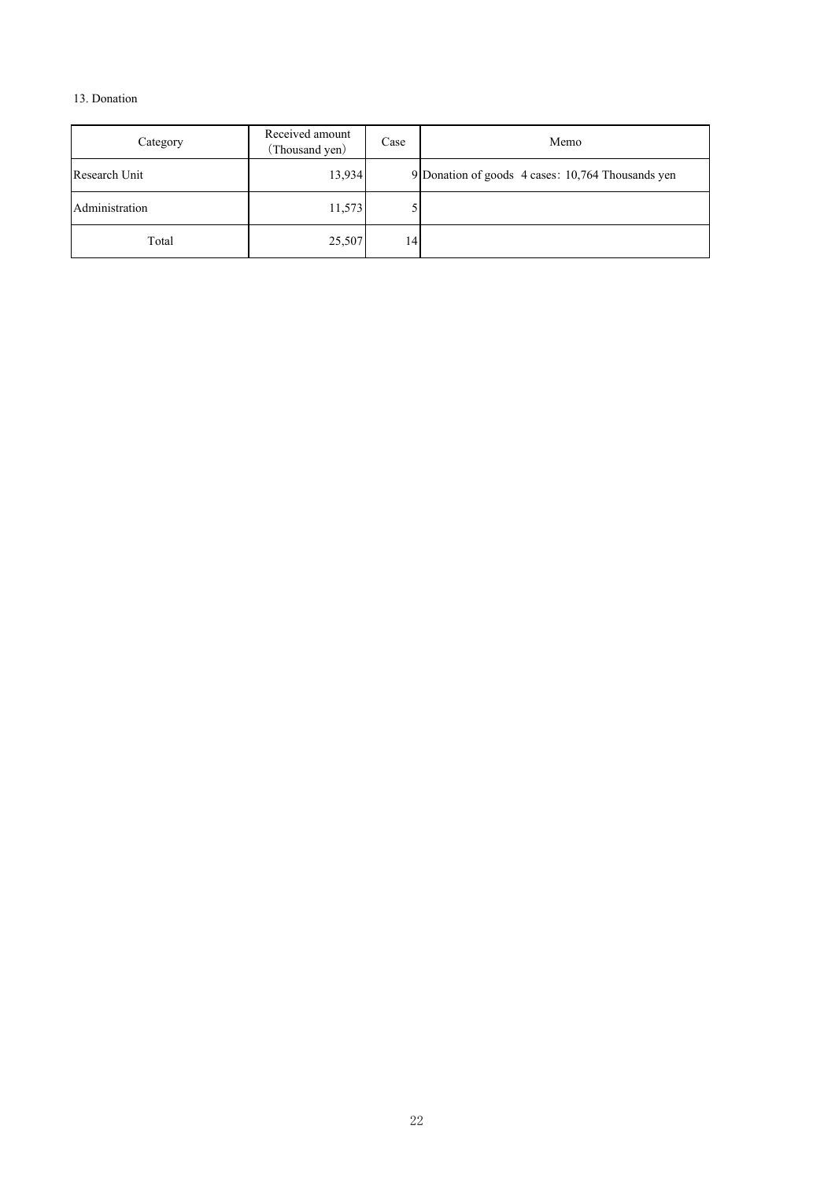13. Donation

| Category | Received amount （Thousand yen） | Case | Memo |
|---|---|---|---|
| Research Unit | 13,934 | 9 | Donation of goods 4 cases：10,764 Thousands yen |
| Administration | 11,573 | 5 | |
| Total | 25,507 | 14 | |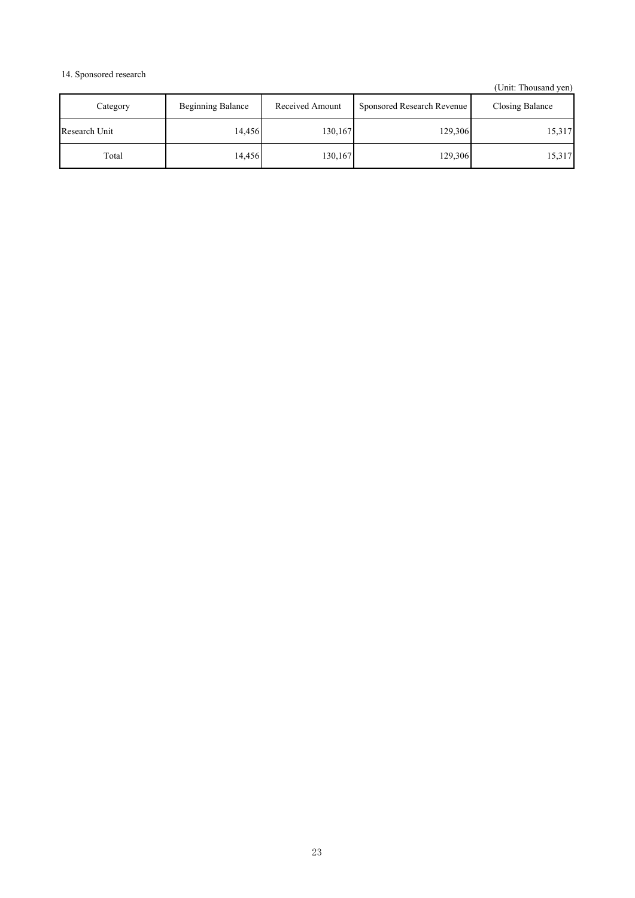14. Sponsored research

(Unit: Thousand yen)

| Category | Beginning Balance | Received Amount | Sponsored Research Revenue | Closing Balance |
|---|---|---|---|---|
| Research Unit | 14,456 | 130,167 | 129,306 | 15,317 |
| Total | 14,456 | 130,167 | 129,306 | 15,317 |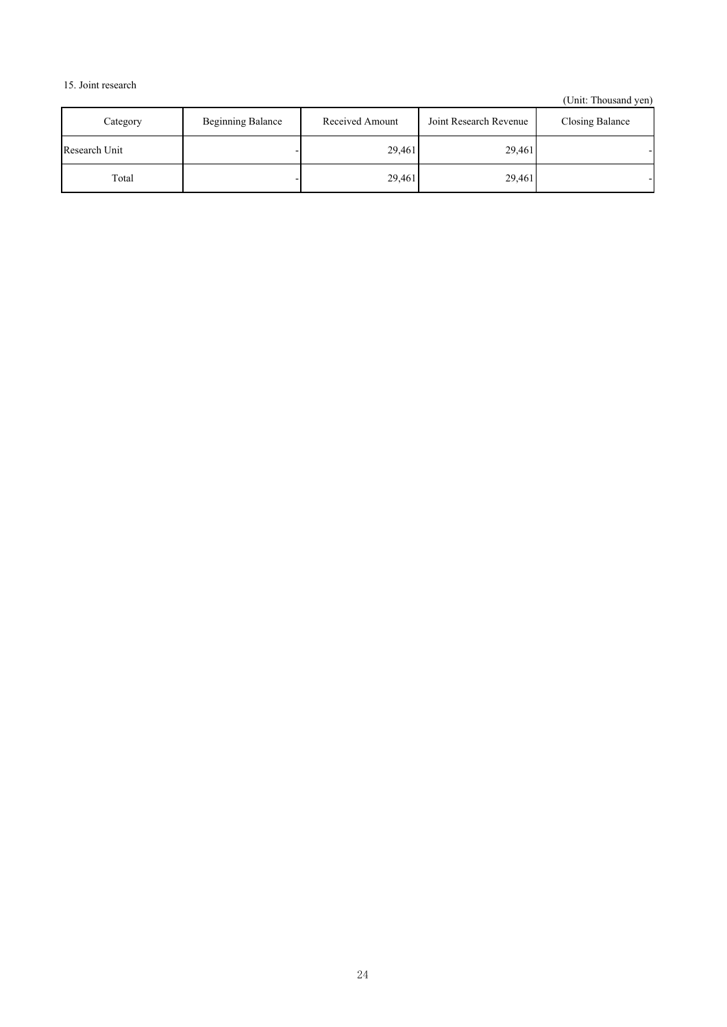15. Joint research

(Unit: Thousand yen)

| Category | Beginning Balance | Received Amount | Joint Research Revenue | Closing Balance |
| --- | --- | --- | --- | --- |
| Research Unit | - | 29,461 | 29,461 | - |
| Total | - | 29,461 | 29,461 | - |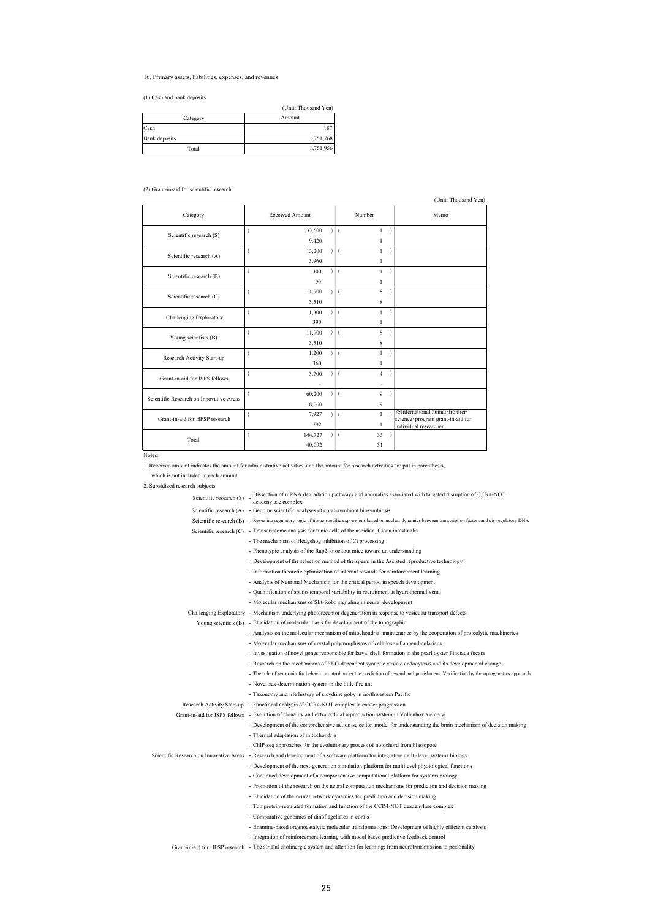16. Primary assets, liabilities, expenses, and revenues

(1) Cash and bank deposits

(Unit: Thousand Yen)

| Category | Amount |
|---|---|
| Cash | 187 |
| Bank deposits | 1,751,768 |
| Total | 1,751,956 |

(2) Grant-in-aid for scientific research

(Unit: Thousand Yen)

| Category | Received Amount | Number | Memo |
|---|---|---|---|
| Scientific research (S) | ( 33,500 ) | ( 1 ) | |
| | 9,420 | 1 | |
| Scientific research (A) | ( 13,200 ) | ( 1 ) | |
| | 3,960 | 1 | |
| Scientific research (B) | ( 300 ) | ( 1 ) | |
| | 90 | 1 | |
| Scientific research (C) | ( 11,700 ) | ( 8 ) | |
| | 3,510 | 8 | |
| Challenging Exploratory | ( 1,300 ) | ( 1 ) | |
| | 390 | 1 | |
| Young scientists (B) | ( 11,700 ) | ( 8 ) | |
| | 3,510 | 8 | |
| Research Activity Start-up | ( 1,200 ) | ( 1 ) | |
| | 360 | 1 | |
| Grant-in-aid for JSPS fellows | ( 3,700 ) | ( 4 ) | |
| | - | - | |
| Scientific Research on Innovative Areas | ( 60,200 ) | ( 9 ) | |
| | 18,060 | 9 | |
| Grant-in-aid for HFSP research | ( 7,927 ) | ( 1 ) | ※International human･frontier･science･program grant-in-aid for individual researcher |
| | 792 | 1 | |
| Total | ( 144,727 ) | ( 35 ) | |
| | 40,092 | 31 | |

Notes:

1. Received amount indicates the amount for administrative activities, and the amount for research activities are put in parenthesis, which is not included in each amount.

2. Subsidized research subjects

Scientific research (S)
- Dissection of mRNA degradation pathways and anomalies associated with targeted disruption of CCR4-NOT deadenylase complex

Scientific research (A)
- Genome scientific analyses of coral-symbiont biosymbiosis

Scientific research (B)
- Revealing regulatory logic of tissue-specific expressions based on nuclear dynamics between transcription factors and cis-regulatory DNA

Scientific research (C)
- Transcriptome analysis for tunic cells of the ascidian, Ciona intestinalis
- The mechanism of Hedgehog inhibition of Ci processing
- Phenotypic analysis of the Rap2-knockout mice toward an understanding
- Development of the selection method of the sperm in the Assisted reproductive technology
- Information theoretic optimization of internal rewards for reinforcement learning
- Analysis of Neuronal Mechanism for the critical period in speech development
- Quantification of spatio-temporal variability in recruitment at hydrothermal vents
- Molecular mechanisms of Slit-Robo signaling in neural development

Challenging Exploratory
- Mechanism underlying photoreceptor degeneration in response to vesicular transport defects

Young scientists (B)
- Elucidation of molecular basis for development of the topographic
- Analysis on the molecular mechanism of mitochondrial maintenance by the cooperation of proteolytic machineries
- Molecular mechanisms of crystal polymorphisms of cellulose of appendicularians
- Investigation of novel genes responsible for larval shell formation in the pearl oyster Pinctada fucata
- Research on the mechanisms of PKG-dependent synaptic vesicle endocytosis and its developmental change
- The role of serotonin for behavior control under the prediction of reward and punishment: Verification by the optogenetics approach
- Novel sex-determination system in the little fire ant
- Taxonomy and life history of sicydiine goby in northwestern Pacific

Research Activity Start-up
- Functional analysis of CCR4-NOT complex in cancer progression

Grant-in-aid for JSPS fellows
- Evolution of clonality and extra ordinal reproduction system in Vollenhovia emeryi
- Development of the comprehensive action-selection model for understanding the brain mechanism of decision making
- Thermal adaptation of mitochondria
- ChIP-seq approaches for the evolutionary process of notochord from blastopore

Scientific Research on Innovative Areas
- Research and development of a software platform for integrative multi-level systems biology
- Development of the next-generation simulation platform for multilevel physiological functions
- Continued development of a comprehensive computational platform for systems biology
- Promotion of the research on the neural computation mechanisms for prediction and decision making
- Elucidation of the neural network dynamics for prediction and decision making
- Tob protein-regulated formation and function of the CCR4-NOT deadenylase complex
- Comparative genomics of dinoflagellates in corals
- Enamine-based organocatalytic molecular transformations: Development of highly efficient catalysts
- Integration of reinforcement learning with model based predictive feedback control

Grant-in-aid for HFSP research
- The striatal cholinergic system and attention for learning: from neurotransmission to personality